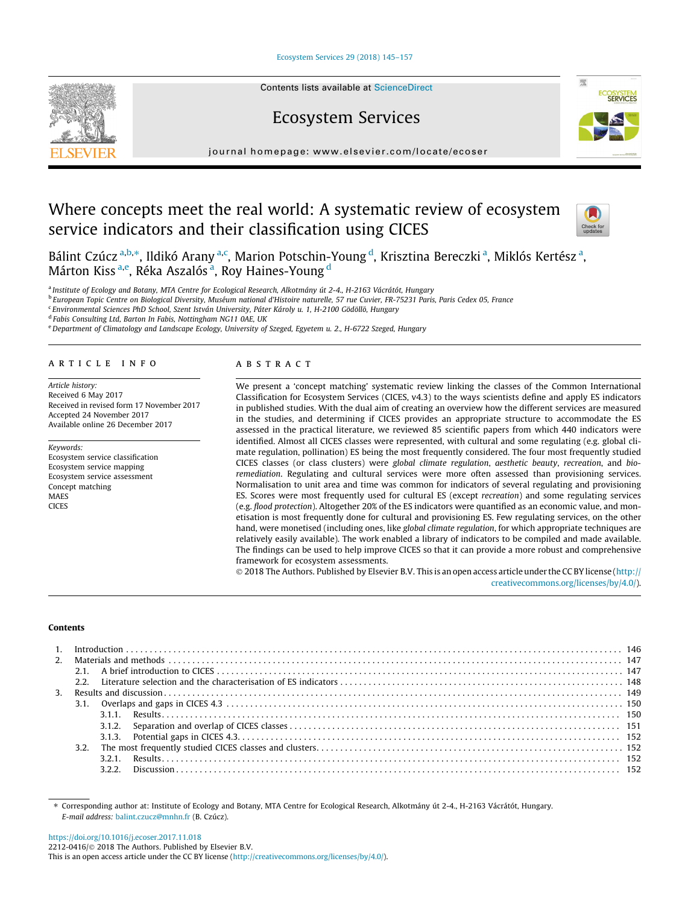# Where concepts meet the real world: A systematic review of ecosystem service indicators and their classification using CICES

Bálint Czúcz [a,b,*], Ildikó Arany [a,c], Marion Potschin-Young [d], Krisztina Bereczki [a], Miklós Kertész [a], Márton Kiss [a,e], Réka Aszalós [a], Roy Haines-Young [d]

[a] Institute of Ecology and Botany, MTA Centre for Ecological Research, Alkotmány út 2-4., H-2163 Vácrátót, Hungary
[b] European Topic Centre on Biological Diversity, Muséum national d'Histoire naturelle, 57 rue Cuvier, FR-75231 Paris, Paris Cedex 05, France
[c] Environmental Sciences PhD School, Szent István University, Páter Károly u. 1, H-2100 Gödöllő, Hungary
[d] Fabis Consulting Ltd, Barton In Fabis, Nottingham NG11 0AE, UK
[e] Department of Climatology and Landscape Ecology, University of Szeged, Egyetem u. 2., H-6722 Szeged, Hungary

## ARTICLE INFO

*Article history:*
Received 6 May 2017
Received in revised form 17 November 2017
Accepted 24 November 2017
Available online 26 December 2017

*Keywords:*
Ecosystem service classification
Ecosystem service mapping
Ecosystem service assessment
Concept matching
MAES
CICES

## ABSTRACT

We present a 'concept matching' systematic review linking the classes of the Common International Classification for Ecosystem Services (CICES, v4.3) to the ways scientists define and apply ES indicators in published studies. With the dual aim of creating an overview how the different services are measured in the studies, and determining if CICES provides an appropriate structure to accommodate the ES assessed in the practical literature, we reviewed 85 scientific papers from which 440 indicators were identified. Almost all CICES classes were represented, with cultural and some regulating (e.g. global climate regulation, pollination) ES being the most frequently considered. The four most frequently studied CICES classes (or class clusters) were *global climate regulation*, *aesthetic beauty*, *recreation*, and *bioremediation*. Regulating and cultural services were more often assessed than provisioning services. Normalisation to unit area and time was common for indicators of several regulating and provisioning ES. Scores were most frequently used for cultural ES (except *recreation*) and some regulating services (e.g. *flood protection*). Altogether 20% of the ES indicators were quantified as an economic value, and monetisation is most frequently done for cultural and provisioning ES. Few regulating services, on the other hand, were monetised (including ones, like *global climate regulation*, for which appropriate techniques are relatively easily available). The work enabled a library of indicators to be compiled and made available. The findings can be used to help improve CICES so that it can provide a more robust and comprehensive framework for ecosystem service assessments.

© 2018 The Authors. Published by Elsevier B.V. This is an open access article under the CC BY license (http://creativecommons.org/licenses/by/4.0/).

## Contents

1. Introduction . . . 146
2. Materials and methods . . . 147
   - 2.1. A brief introduction to CICES . . . 147
   - 2.2. Literature selection and the characterisation of ES indicators . . . 148
3. Results and discussion . . . 149
   - 3.1. Overlaps and gaps in CICES 4.3 . . . 150
     - 3.1.1. Results . . . 150
     - 3.1.2. Separation and overlap of CICES classes . . . 151
     - 3.1.3. Potential gaps in CICES 4.3 . . . 152
   - 3.2. The most frequently studied CICES classes and clusters . . . 152
     - 3.2.1. Results . . . 152
     - 3.2.2. Discussion . . . 152

---

* Corresponding author at: Institute of Ecology and Botany, MTA Centre for Ecological Research, Alkotmány út 2-4., H-2163 Vácrátót, Hungary.
*E-mail address:* balint.czucz@mnhn.fr (B. Czúcz).

https://doi.org/10.1016/j.ecoser.2017.11.018
2212-0416/© 2018 The Authors. Published by Elsevier B.V.
This is an open access article under the CC BY license (http://creativecommons.org/licenses/by/4.0/).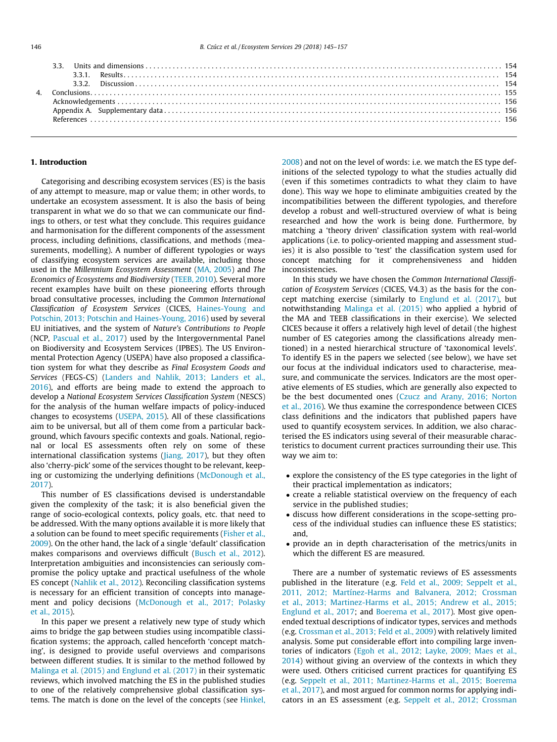3.3. Units and dimensions . . . 154
3.3.1. Results . . . 154
3.3.2. Discussion . . . 154
4. Conclusions . . . 155
Acknowledgements . . . 156
Appendix A. Supplementary data . . . 156
References . . . 156

## 1. Introduction

Categorising and describing ecosystem services (ES) is the basis of any attempt to measure, map or value them; in other words, to undertake an ecosystem assessment. It is also the basis of being transparent in what we do so that we can communicate our findings to others, or test what they conclude. This requires guidance and harmonisation for the different components of the assessment process, including definitions, classifications, and methods (measurements, modelling). A number of different typologies or ways of classifying ecosystem services are available, including those used in the *Millennium Ecosystem Assessment* (MA, 2005) and *The Economics of Ecosystems and Biodiversity* (TEEB, 2010). Several more recent examples have built on these pioneering efforts through broad consultative processes, including the *Common International Classification of Ecosystem Services* (CICES, Haines-Young and Potschin, 2013; Potschin and Haines-Young, 2016) used by several EU initiatives, and the system of *Nature's Contributions to People* (NCP, Pascual et al., 2017) used by the Intergovernmental Panel on Biodiversity and Ecosystem Services (IPBES). The US Environmental Protection Agency (USEPA) have also proposed a classification system for what they describe as *Final Ecosystem Goods and Services* (FEGS-CS) (Landers and Nahlik, 2013; Landers et al., 2016), and efforts are being made to extend the approach to develop a *National Ecosystem Services Classification System* (NESCS) for the analysis of the human welfare impacts of policy-induced changes to ecosystems (USEPA, 2015). All of these classifications aim to be universal, but all of them come from a particular background, which favours specific contexts and goals. National, regional or local ES assessments often rely on some of these international classification systems (Jiang, 2017), but they often also 'cherry-pick' some of the services thought to be relevant, keeping or customizing the underlying definitions (McDonough et al., 2017).

This number of ES classifications devised is understandable given the complexity of the task; it is also beneficial given the range of socio-ecological contexts, policy goals, etc. that need to be addressed. With the many options available it is more likely that a solution can be found to meet specific requirements (Fisher et al., 2009). On the other hand, the lack of a single 'default' classification makes comparisons and overviews difficult (Busch et al., 2012). Interpretation ambiguities and inconsistencies can seriously compromise the policy uptake and practical usefulness of the whole ES concept (Nahlik et al., 2012). Reconciling classification systems is necessary for an efficient transition of concepts into management and policy decisions (McDonough et al., 2017; Polasky et al., 2015).

In this paper we present a relatively new type of study which aims to bridge the gap between studies using incompatible classification systems; the approach, called henceforth 'concept matching', is designed to provide useful overviews and comparisons between different studies. It is similar to the method followed by Malinga et al. (2015) and Englund et al. (2017) in their systematic reviews, which involved matching the ES in the published studies to one of the relatively comprehensive global classification systems. The match is done on the level of the concepts (see Hinkel, 2008) and not on the level of words: i.e. we match the ES type definitions of the selected typology to what the studies actually did (even if this sometimes contradicts to what they claim to have done). This way we hope to eliminate ambiguities created by the incompatibilities between the different typologies, and therefore develop a robust and well-structured overview of what is being researched and how the work is being done. Furthermore, by matching a 'theory driven' classification system with real-world applications (i.e. to policy-oriented mapping and assessment studies) it is also possible to 'test' the classification system used for concept matching for it comprehensiveness and hidden inconsistencies.

In this study we have chosen the *Common International Classification of Ecosystem Services* (CICES, V4.3) as the basis for the concept matching exercise (similarly to Englund et al. (2017), but notwithstanding Malinga et al. (2015) who applied a hybrid of the MA and TEEB classifications in their exercise). We selected CICES because it offers a relatively high level of detail (the highest number of ES categories among the classifications already mentioned) in a nested hierarchical structure of 'taxonomical levels'. To identify ES in the papers we selected (see below), we have set our focus at the individual indicators used to characterise, measure, and communicate the services. Indicators are the most operative elements of ES studies, which are generally also expected to be the best documented ones (Czucz and Arany, 2016; Norton et al., 2016). We thus examine the correspondence between CICES class definitions and the indicators that published papers have used to quantify ecosystem services. In addition, we also characterised the ES indicators using several of their measurable characteristics to document current practices surrounding their use. This way we aim to:

- explore the consistency of the ES type categories in the light of their practical implementation as indicators;
- create a reliable statistical overview on the frequency of each service in the published studies;
- discuss how different considerations in the scope-setting process of the individual studies can influence these ES statistics; and,
- provide an in depth characterisation of the metrics/units in which the different ES are measured.

There are a number of systematic reviews of ES assessments published in the literature (e.g. Feld et al., 2009; Seppelt et al., 2011, 2012; Martínez-Harms and Balvanera, 2012; Crossman et al., 2013; Martinez-Harms et al., 2015; Andrew et al., 2015; Englund et al., 2017; and Boerema et al., 2017). Most give open-ended textual descriptions of indicator types, services and methods (e.g. Crossman et al., 2013; Feld et al., 2009) with relatively limited analysis. Some put considerable effort into compiling large inventories of indicators (Egoh et al., 2012; Layke, 2009; Maes et al., 2014) without giving an overview of the contexts in which they were used. Others criticised current practices for quantifying ES (e.g. Seppelt et al., 2011; Martinez-Harms et al., 2015; Boerema et al., 2017), and most argued for common norms for applying indicators in an ES assessment (e.g. Seppelt et al., 2012; Crossman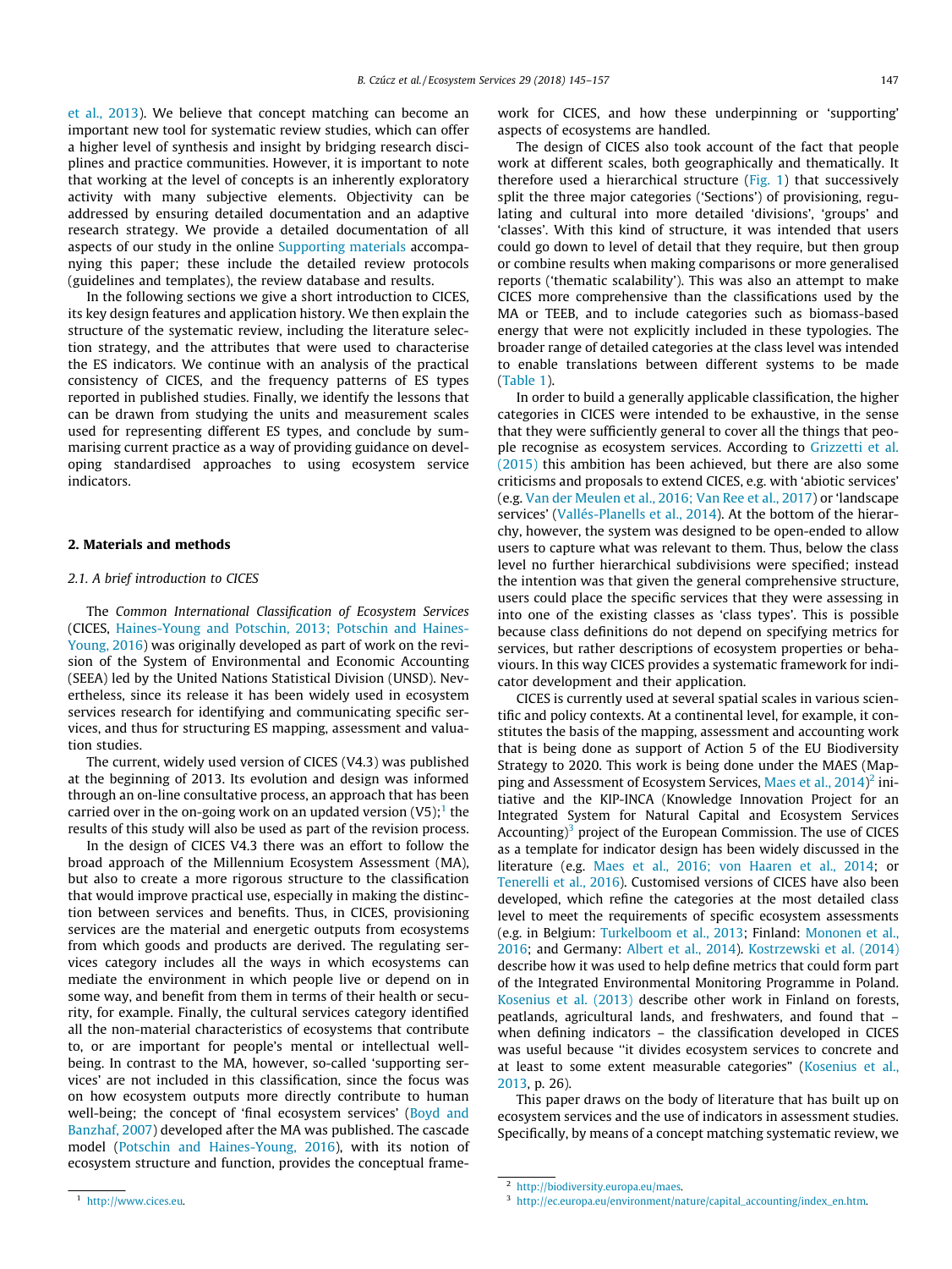et al., 2013). We believe that concept matching can become an important new tool for systematic review studies, which can offer a higher level of synthesis and insight by bridging research disciplines and practice communities. However, it is important to note that working at the level of concepts is an inherently exploratory activity with many subjective elements. Objectivity can be addressed by ensuring detailed documentation and an adaptive research strategy. We provide a detailed documentation of all aspects of our study in the online Supporting materials accompanying this paper; these include the detailed review protocols (guidelines and templates), the review database and results.

In the following sections we give a short introduction to CICES, its key design features and application history. We then explain the structure of the systematic review, including the literature selection strategy, and the attributes that were used to characterise the ES indicators. We continue with an analysis of the practical consistency of CICES, and the frequency patterns of ES types reported in published studies. Finally, we identify the lessons that can be drawn from studying the units and measurement scales used for representing different ES types, and conclude by summarising current practice as a way of providing guidance on developing standardised approaches to using ecosystem service indicators.

## 2. Materials and methods

### 2.1. A brief introduction to CICES

The *Common International Classification of Ecosystem Services* (CICES, Haines-Young and Potschin, 2013; Potschin and Haines-Young, 2016) was originally developed as part of work on the revision of the System of Environmental and Economic Accounting (SEEA) led by the United Nations Statistical Division (UNSD). Nevertheless, since its release it has been widely used in ecosystem services research for identifying and communicating specific services, and thus for structuring ES mapping, assessment and valuation studies.

The current, widely used version of CICES (V4.3) was published at the beginning of 2013. Its evolution and design was informed through an on-line consultative process, an approach that has been carried over in the on-going work on an updated version (V5);[1] the results of this study will also be used as part of the revision process.

In the design of CICES V4.3 there was an effort to follow the broad approach of the Millennium Ecosystem Assessment (MA), but also to create a more rigorous structure to the classification that would improve practical use, especially in making the distinction between services and benefits. Thus, in CICES, provisioning services are the material and energetic outputs from ecosystems from which goods and products are derived. The regulating services category includes all the ways in which ecosystems can mediate the environment in which people live or depend on in some way, and benefit from them in terms of their health or security, for example. Finally, the cultural services category identified all the non-material characteristics of ecosystems that contribute to, or are important for people's mental or intellectual wellbeing. In contrast to the MA, however, so-called 'supporting services' are not included in this classification, since the focus was on how ecosystem outputs more directly contribute to human well-being; the concept of 'final ecosystem services' (Boyd and Banzhaf, 2007) developed after the MA was published. The cascade model (Potschin and Haines-Young, 2016), with its notion of ecosystem structure and function, provides the conceptual framework for CICES, and how these underpinning or 'supporting' aspects of ecosystems are handled.

The design of CICES also took account of the fact that people work at different scales, both geographically and thematically. It therefore used a hierarchical structure (Fig. 1) that successively split the three major categories ('Sections') of provisioning, regulating and cultural into more detailed 'divisions', 'groups' and 'classes'. With this kind of structure, it was intended that users could go down to level of detail that they require, but then group or combine results when making comparisons or more generalised reports ('thematic scalability'). This was also an attempt to make CICES more comprehensive than the classifications used by the MA or TEEB, and to include categories such as biomass-based energy that were not explicitly included in these typologies. The broader range of detailed categories at the class level was intended to enable translations between different systems to be made (Table 1).

In order to build a generally applicable classification, the higher categories in CICES were intended to be exhaustive, in the sense that they were sufficiently general to cover all the things that people recognise as ecosystem services. According to Grizzetti et al. (2015) this ambition has been achieved, but there are also some criticisms and proposals to extend CICES, e.g. with 'abiotic services' (e.g. Van der Meulen et al., 2016; Van Ree et al., 2017) or 'landscape services' (Vallés-Planells et al., 2014). At the bottom of the hierarchy, however, the system was designed to be open-ended to allow users to capture what was relevant to them. Thus, below the class level no further hierarchical subdivisions were specified; instead the intention was that given the general comprehensive structure, users could place the specific services that they were assessing in into one of the existing classes as 'class types'. This is possible because class definitions do not depend on specifying metrics for services, but rather descriptions of ecosystem properties or behaviours. In this way CICES provides a systematic framework for indicator development and their application.

CICES is currently used at several spatial scales in various scientific and policy contexts. At a continental level, for example, it constitutes the basis of the mapping, assessment and accounting work that is being done as support of Action 5 of the EU Biodiversity Strategy to 2020. This work is being done under the MAES (Mapping and Assessment of Ecosystem Services, Maes et al., 2014)[2] initiative and the KIP-INCA (Knowledge Innovation Project for an Integrated System for Natural Capital and Ecosystem Services Accounting)[3] project of the European Commission. The use of CICES as a template for indicator design has been widely discussed in the literature (e.g. Maes et al., 2016; von Haaren et al., 2014; or Tenerelli et al., 2016). Customised versions of CICES have also been developed, which refine the categories at the most detailed class level to meet the requirements of specific ecosystem assessments (e.g. in Belgium: Turkelboom et al., 2013; Finland: Mononen et al., 2016; and Germany: Albert et al., 2014). Kostrzewski et al. (2014) describe how it was used to help define metrics that could form part of the Integrated Environmental Monitoring Programme in Poland. Kosenius et al. (2013) describe other work in Finland on forests, peatlands, agricultural lands, and freshwaters, and found that – when defining indicators – the classification developed in CICES was useful because "it divides ecosystem services to concrete and at least to some extent measurable categories" (Kosenius et al., 2013, p. 26).

This paper draws on the body of literature that has built up on ecosystem services and the use of indicators in assessment studies. Specifically, by means of a concept matching systematic review, we

---

[1] http://www.cices.eu.

[2] http://biodiversity.europa.eu/maes.

[3] http://ec.europa.eu/environment/nature/capital_accounting/index_en.htm.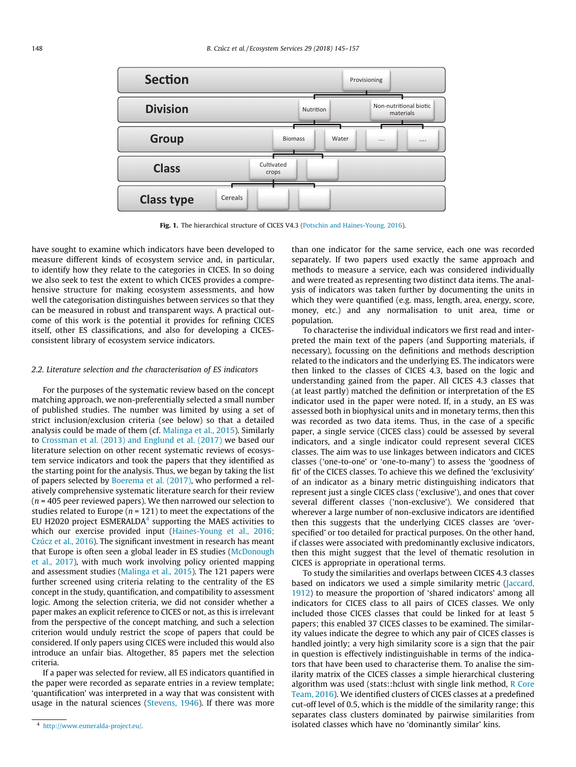Fig. 1. The hierarchical structure of CICES V4.3 (Potschin and Haines-Young, 2016).

have sought to examine which indicators have been developed to measure different kinds of ecosystem service and, in particular, to identify how they relate to the categories in CICES. In so doing we also seek to test the extent to which CICES provides a comprehensive structure for making ecosystem assessments, and how well the categorisation distinguishes between services so that they can be measured in robust and transparent ways. A practical outcome of this work is the potential it provides for refining CICES itself, other ES classifications, and also for developing a CICES-consistent library of ecosystem service indicators.

### 2.2. Literature selection and the characterisation of ES indicators

For the purposes of the systematic review based on the concept matching approach, we non-preferentially selected a small number of published studies. The number was limited by using a set of strict inclusion/exclusion criteria (see below) so that a detailed analysis could be made of them (cf. Malinga et al., 2015). Similarly to Crossman et al. (2013) and Englund et al. (2017) we based our literature selection on other recent systematic reviews of ecosystem service indicators and took the papers that they identified as the starting point for the analysis. Thus, we began by taking the list of papers selected by Boerema et al. (2017), who performed a relatively comprehensive systematic literature search for their review ($n = 405$ peer reviewed papers). We then narrowed our selection to studies related to Europe ($n = 121$) to meet the expectations of the EU H2020 project ESMERALDA[4] supporting the MAES activities to which our exercise provided input (Haines-Young et al., 2016; Czúcz et al., 2016). The significant investment in research has meant that Europe is often seen a global leader in ES studies (McDonough et al., 2017), with much work involving policy oriented mapping and assessment studies (Malinga et al., 2015). The 121 papers were further screened using criteria relating to the centrality of the ES concept in the study, quantification, and compatibility to assessment logic. Among the selection criteria, we did not consider whether a paper makes an explicit reference to CICES or not, as this is irrelevant from the perspective of the concept matching, and such a selection criterion would unduly restrict the scope of papers that could be considered. If only papers using CICES were included this would also introduce an unfair bias. Altogether, 85 papers met the selection criteria.

If a paper was selected for review, all ES indicators quantified in the paper were recorded as separate entries in a review template; 'quantification' was interpreted in a way that was consistent with usage in the natural sciences (Stevens, 1946). If there was more than one indicator for the same service, each one was recorded separately. If two papers used exactly the same approach and methods to measure a service, each was considered individually and were treated as representing two distinct data items. The analysis of indicators was taken further by documenting the units in which they were quantified (e.g. mass, length, area, energy, score, money, etc.) and any normalisation to unit area, time or population.

To characterise the individual indicators we first read and interpreted the main text of the papers (and Supporting materials, if necessary), focussing on the definitions and methods description related to the indicators and the underlying ES. The indicators were then linked to the classes of CICES 4.3, based on the logic and understanding gained from the paper. All CICES 4.3 classes that (at least partly) matched the definition or interpretation of the ES indicator used in the paper were noted. If, in a study, an ES was assessed both in biophysical units and in monetary terms, then this was recorded as two data items. Thus, in the case of a specific paper, a single service (CICES class) could be assessed by several indicators, and a single indicator could represent several CICES classes. The aim was to use linkages between indicators and CICES classes ('one-to-one' or 'one-to-many') to assess the 'goodness of fit' of the CICES classes. To achieve this we defined the 'exclusivity' of an indicator as a binary metric distinguishing indicators that represent just a single CICES class ('exclusive'), and ones that cover several different classes ('non-exclusive'). We considered that wherever a large number of non-exclusive indicators are identified then this suggests that the underlying CICES classes are 'over-specified' or too detailed for practical purposes. On the other hand, if classes were associated with predominantly exclusive indicators, then this might suggest that the level of thematic resolution in CICES is appropriate in operational terms.

To study the similarities and overlaps between CICES 4.3 classes based on indicators we used a simple similarity metric (Jaccard, 1912) to measure the proportion of 'shared indicators' among all indicators for CICES class to all pairs of CICES classes. We only included those CICES classes that could be linked for at least 5 papers; this enabled 37 CICES classes to be examined. The similarity values indicate the degree to which any pair of CICES classes is handled jointly; a very high similarity score is a sign that the pair in question is effectively indistinguishable in terms of the indicators that have been used to characterise them. To analise the similarity matrix of the CICES classes a simple hierarchical clustering algorithm was used (stats::hclust with single link method, R Core Team, 2016). We identified clusters of CICES classes at a predefined cut-off level of 0.5, which is the middle of the similarity range; this separates class clusters dominated by pairwise similarities from isolated classes which have no 'dominantly similar' kins.

[4] http://www.esmeralda-project.eu/.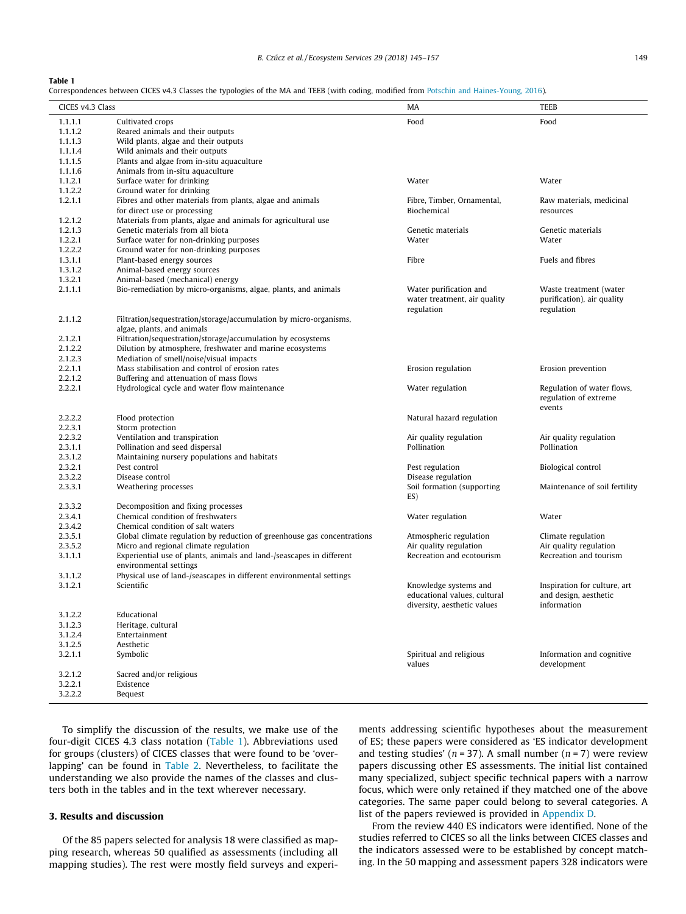**Table 1**
Correspondences between CICES v4.3 Classes the typologies of the MA and TEEB (with coding, modified from Potschin and Haines-Young, 2016).

| CICES v4.3 Class | | MA | TEEB |
|---|---|---|---|
| 1.1.1.1 | Cultivated crops | Food | Food |
| 1.1.1.2 | Reared animals and their outputs | | |
| 1.1.1.3 | Wild plants, algae and their outputs | | |
| 1.1.1.4 | Wild animals and their outputs | | |
| 1.1.1.5 | Plants and algae from in-situ aquaculture | | |
| 1.1.1.6 | Animals from in-situ aquaculture | | |
| 1.1.2.1 | Surface water for drinking | Water | Water |
| 1.1.2.2 | Ground water for drinking | | |
| 1.2.1.1 | Fibres and other materials from plants, algae and animals for direct use or processing | Fibre, Timber, Ornamental, Biochemical | Raw materials, medicinal resources |
| 1.2.1.2 | Materials from plants, algae and animals for agricultural use | | |
| 1.2.1.3 | Genetic materials from all biota | Genetic materials | Genetic materials |
| 1.2.2.1 | Surface water for non-drinking purposes | Water | Water |
| 1.2.2.2 | Ground water for non-drinking purposes | | |
| 1.3.1.1 | Plant-based energy sources | Fibre | Fuels and fibres |
| 1.3.1.2 | Animal-based energy sources | | |
| 1.3.2.1 | Animal-based (mechanical) energy | | |
| 2.1.1.1 | Bio-remediation by micro-organisms, algae, plants, and animals | Water purification and water treatment, air quality regulation | Waste treatment (water purification), air quality regulation |
| 2.1.1.2 | Filtration/sequestration/storage/accumulation by micro-organisms, algae, plants, and animals | | |
| 2.1.2.1 | Filtration/sequestration/storage/accumulation by ecosystems | | |
| 2.1.2.2 | Dilution by atmosphere, freshwater and marine ecosystems | | |
| 2.1.2.3 | Mediation of smell/noise/visual impacts | | |
| 2.2.1.1 | Mass stabilisation and control of erosion rates | Erosion regulation | Erosion prevention |
| 2.2.1.2 | Buffering and attenuation of mass flows | | |
| 2.2.2.1 | Hydrological cycle and water flow maintenance | Water regulation | Regulation of water flows, regulation of extreme events |
| 2.2.2.2 | Flood protection | Natural hazard regulation | |
| 2.2.3.1 | Storm protection | | |
| 2.2.3.2 | Ventilation and transpiration | Air quality regulation | Air quality regulation |
| 2.3.1.1 | Pollination and seed dispersal | Pollination | Pollination |
| 2.3.1.2 | Maintaining nursery populations and habitats | | |
| 2.3.2.1 | Pest control | Pest regulation | Biological control |
| 2.3.2.2 | Disease control | Disease regulation | |
| 2.3.3.1 | Weathering processes | Soil formation (supporting ES) | Maintenance of soil fertility |
| 2.3.3.2 | Decomposition and fixing processes | | |
| 2.3.4.1 | Chemical condition of freshwaters | Water regulation | Water |
| 2.3.4.2 | Chemical condition of salt waters | | |
| 2.3.5.1 | Global climate regulation by reduction of greenhouse gas concentrations | Atmospheric regulation | Climate regulation |
| 2.3.5.2 | Micro and regional climate regulation | Air quality regulation | Air quality regulation |
| 3.1.1.1 | Experiential use of plants, animals and land-/seascapes in different environmental settings | Recreation and ecotourism | Recreation and tourism |
| 3.1.1.2 | Physical use of land-/seascapes in different environmental settings | | |
| 3.1.2.1 | Scientific | Knowledge systems and educational values, cultural diversity, aesthetic values | Inspiration for culture, art and design, aesthetic information |
| 3.1.2.2 | Educational | | |
| 3.1.2.3 | Heritage, cultural | | |
| 3.1.2.4 | Entertainment | | |
| 3.1.2.5 | Aesthetic | | |
| 3.2.1.1 | Symbolic | Spiritual and religious values | Information and cognitive development |
| 3.2.1.2 | Sacred and/or religious | | |
| 3.2.2.1 | Existence | | |
| 3.2.2.2 | Bequest | | |

To simplify the discussion of the results, we make use of the four-digit CICES 4.3 class notation (Table 1). Abbreviations used for groups (clusters) of CICES classes that were found to be 'overlapping' can be found in Table 2. Nevertheless, to facilitate the understanding we also provide the names of the classes and clusters both in the tables and in the text wherever necessary.

## 3. Results and discussion

Of the 85 papers selected for analysis 18 were classified as mapping research, whereas 50 qualified as assessments (including all mapping studies). The rest were mostly field surveys and experiments addressing scientific hypotheses about the measurement of ES; these papers were considered as 'ES indicator development and testing studies' ($n = 37$). A small number ($n = 7$) were review papers discussing other ES assessments. The initial list contained many specialized, subject specific technical papers with a narrow focus, which were only retained if they matched one of the above categories. The same paper could belong to several categories. A list of the papers reviewed is provided in Appendix D.

From the review 440 ES indicators were identified. None of the studies referred to CICES so all the links between CICES classes and the indicators assessed were to be established by concept matching. In the 50 mapping and assessment papers 328 indicators were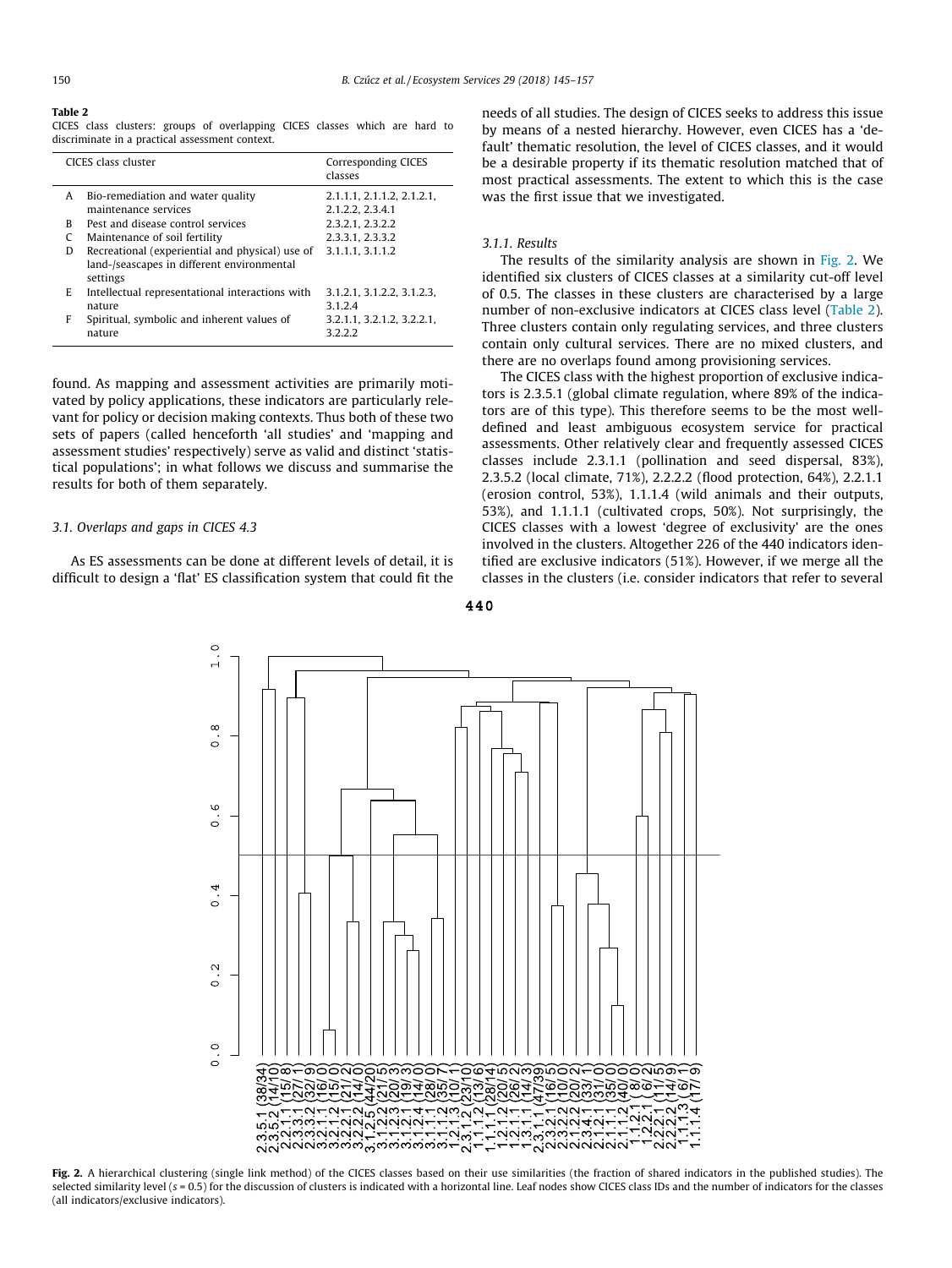**Table 2**
CICES class clusters: groups of overlapping CICES classes which are hard to discriminate in a practical assessment context.

| | CICES class cluster | Corresponding CICES classes |
|---|---|---|
| A | Bio-remediation and water quality maintenance services | 2.1.1.1, 2.1.1.2, 2.1.2.1, 2.1.2.2, 2.3.4.1 |
| B | Pest and disease control services | 2.3.2.1, 2.3.2.2 |
| C | Maintenance of soil fertility | 2.3.3.1, 2.3.3.2 |
| D | Recreational (experiential and physical) use of land-/seascapes in different environmental settings | 3.1.1.1, 3.1.1.2 |
| E | Intellectual representational interactions with nature | 3.1.2.1, 3.1.2.2, 3.1.2.3, 3.1.2.4 |
| F | Spiritual, symbolic and inherent values of nature | 3.2.1.1, 3.2.1.2, 3.2.2.1, 3.2.2.2 |

found. As mapping and assessment activities are primarily motivated by policy applications, these indicators are particularly relevant for policy or decision making contexts. Thus both of these two sets of papers (called henceforth 'all studies' and 'mapping and assessment studies' respectively) serve as valid and distinct 'statistical populations'; in what follows we discuss and summarise the results for both of them separately.

### 3.1. Overlaps and gaps in CICES 4.3

As ES assessments can be done at different levels of detail, it is difficult to design a 'flat' ES classification system that could fit the needs of all studies. The design of CICES seeks to address this issue by means of a nested hierarchy. However, even CICES has a 'default' thematic resolution, the level of CICES classes, and it would be a desirable property if its thematic resolution matched that of most practical assessments. The extent to which this is the case was the first issue that we investigated.

#### 3.1.1. Results

The results of the similarity analysis are shown in Fig. 2. We identified six clusters of CICES classes at a similarity cut-off level of 0.5. The classes in these clusters are characterised by a large number of non-exclusive indicators at CICES class level (Table 2). Three clusters contain only regulating services, and three clusters contain only cultural services. There are no mixed clusters, and there are no overlaps found among provisioning services.

The CICES class with the highest proportion of exclusive indicators is 2.3.5.1 (global climate regulation, where 89% of the indicators are of this type). This therefore seems to be the most well-defined and least ambiguous ecosystem service for practical assessments. Other relatively clear and frequently assessed CICES classes include 2.3.1.1 (pollination and seed dispersal, 83%), 2.3.5.2 (local climate, 71%), 2.2.2.2 (flood protection, 64%), 2.2.1.1 (erosion control, 53%), 1.1.1.4 (wild animals and their outputs, 53%), and 1.1.1.1 (cultivated crops, 50%). Not surprisingly, the CICES classes with a lowest 'degree of exclusivity' are the ones involved in the clusters. Altogether 226 of the 440 indicators identified are exclusive indicators (51%). However, if we merge all the classes in the clusters (i.e. consider indicators that refer to several

**Fig. 2.** A hierarchical clustering (single link method) of the CICES classes based on their use similarities (the fraction of shared indicators in the published studies). The selected similarity level ($s = 0.5$) for the discussion of clusters is indicated with a horizontal line. Leaf nodes show CICES class IDs and the number of indicators for the classes (all indicators/exclusive indicators).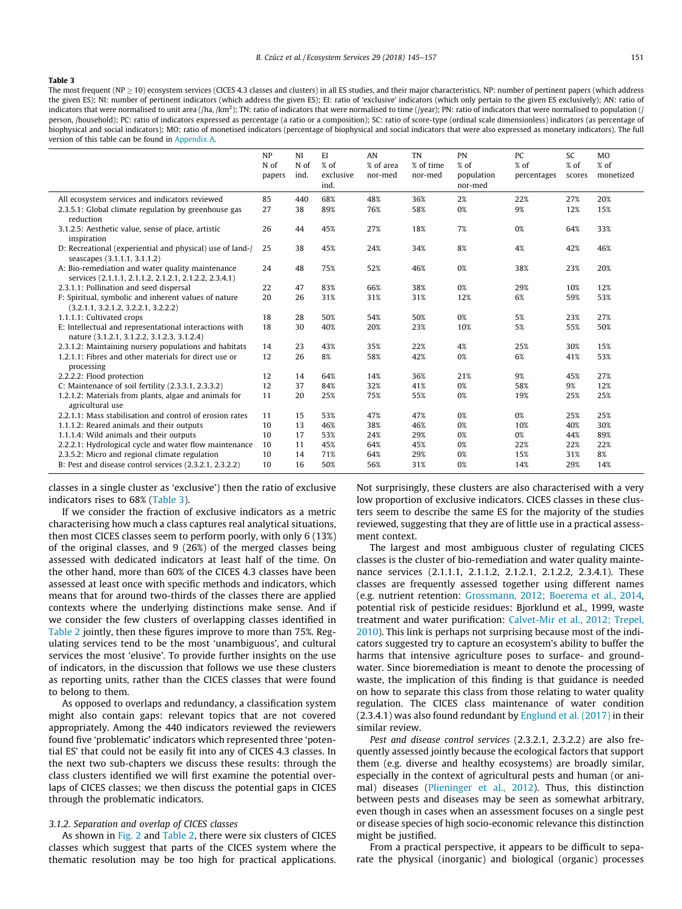**Table 3**

The most frequent (NP ≥ 10) ecosystem services (CICES 4.3 classes and clusters) in all ES studies, and their major characteristics. NP: number of pertinent papers (which address the given ES); NI: number of pertinent indicators (which address the given ES); EI: ratio of 'exclusive' indicators (which only pertain to the given ES exclusively); AN: ratio of indicators that were normalised to unit area (/ha, /km$^2$); TN: ratio of indicators that were normalised to time (/year); PN: ratio of indicators that were normalised to population (/person, /household); PC: ratio of indicators expressed as percentage (a ratio or a composition); SC: ratio of score-type (ordinal scale dimensionless) indicators (as percentage of biophysical and social indicators); MO: ratio of monetised indicators (percentage of biophysical and social indicators that were also expressed as monetary indicators). The full version of this table can be found in Appendix A.

| | NP N of papers | NI N of ind. | EI % of exclusive ind. | AN % of area nor-med | TN % of time nor-med | PN % of population nor-med | PC % of percentages | SC % of scores | MO % of monetized |
|---|---|---|---|---|---|---|---|---|---|
| All ecosystem services and indicators reviewed | 85 | 440 | 68% | 48% | 36% | 2% | 22% | 27% | 20% |
| 2.3.5.1: Global climate regulation by greenhouse gas reduction | 27 | 38 | 89% | 76% | 58% | 0% | 9% | 12% | 15% |
| 3.1.2.5: Aesthetic value, sense of place, artistic inspiration | 26 | 44 | 45% | 27% | 18% | 7% | 0% | 64% | 33% |
| D: Recreational (experiential and physical) use of land-/seascapes (3.1.1.1, 3.1.1.2) | 25 | 38 | 45% | 24% | 34% | 8% | 4% | 42% | 46% |
| A: Bio-remediation and water quality maintenance services (2.1.1.1, 2.1.1.2, 2.1.2.1, 2.1.2.2, 2.3.4.1) | 24 | 48 | 75% | 52% | 46% | 0% | 38% | 23% | 20% |
| 2.3.1.1: Pollination and seed dispersal | 22 | 47 | 83% | 66% | 38% | 0% | 29% | 10% | 12% |
| F: Spiritual, symbolic and inherent values of nature (3.2.1.1, 3.2.1.2, 3.2.2.1, 3.2.2.2) | 20 | 26 | 31% | 31% | 31% | 12% | 6% | 59% | 53% |
| 1.1.1.1: Cultivated crops | 18 | 28 | 50% | 54% | 50% | 0% | 5% | 23% | 27% |
| E: Intellectual and representational interactions with nature (3.1.2.1, 3.1.2.2, 3.1.2.3, 3.1.2.4) | 18 | 30 | 40% | 20% | 23% | 10% | 5% | 55% | 50% |
| 2.3.1.2: Maintaining nursery populations and habitats | 14 | 23 | 43% | 35% | 22% | 4% | 25% | 30% | 15% |
| 1.2.1.1: Fibres and other materials for direct use or processing | 12 | 26 | 8% | 58% | 42% | 0% | 6% | 41% | 53% |
| 2.2.2.2: Flood protection | 12 | 14 | 64% | 14% | 36% | 21% | 9% | 45% | 27% |
| C: Maintenance of soil fertility (2.3.3.1, 2.3.3.2) | 12 | 37 | 84% | 32% | 41% | 0% | 58% | 9% | 12% |
| 1.2.1.2: Materials from plants, algae and animals for agricultural use | 11 | 20 | 25% | 75% | 55% | 0% | 19% | 25% | 25% |
| 2.2.1.1: Mass stabilisation and control of erosion rates | 11 | 15 | 53% | 47% | 47% | 0% | 0% | 25% | 25% |
| 1.1.1.2: Reared animals and their outputs | 10 | 13 | 46% | 38% | 46% | 0% | 10% | 40% | 30% |
| 1.1.1.4: Wild animals and their outputs | 10 | 17 | 53% | 24% | 29% | 0% | 0% | 44% | 89% |
| 2.2.2.1: Hydrological cycle and water flow maintenance | 10 | 11 | 45% | 64% | 45% | 0% | 22% | 22% | 22% |
| 2.3.5.2: Micro and regional climate regulation | 10 | 14 | 71% | 64% | 29% | 0% | 15% | 31% | 8% |
| B: Pest and disease control services (2.3.2.1, 2.3.2.2) | 10 | 16 | 50% | 56% | 31% | 0% | 14% | 29% | 14% |

classes in a single cluster as 'exclusive') then the ratio of exclusive indicators rises to 68% (Table 3).

If we consider the fraction of exclusive indicators as a metric characterising how much a class captures real analytical situations, then most CICES classes seem to perform poorly, with only 6 (13%) of the original classes, and 9 (26%) of the merged classes being assessed with dedicated indicators at least half of the time. On the other hand, more than 60% of the CICES 4.3 classes have been assessed at least once with specific methods and indicators, which means that for around two-thirds of the classes there are applied contexts where the underlying distinctions make sense. And if we consider the few clusters of overlapping classes identified in Table 2 jointly, then these figures improve to more than 75%. Regulating services tend to be the most 'unambiguous', and cultural services the most 'elusive'. To provide further insights on the use of indicators, in the discussion that follows we use these clusters as reporting units, rather than the CICES classes that were found to belong to them.

As opposed to overlaps and redundancy, a classification system might also contain gaps: relevant topics that are not covered appropriately. Among the 440 indicators reviewed the reviewers found five 'problematic' indicators which represented three 'potential ES' that could not be easily fit into any of CICES 4.3 classes. In the next two sub-chapters we discuss these results: through the class clusters identified we will first examine the potential overlaps of CICES classes; we then discuss the potential gaps in CICES through the problematic indicators.

### 3.1.2. Separation and overlap of CICES classes

As shown in Fig. 2 and Table 2, there were six clusters of CICES classes which suggest that parts of the CICES system where the thematic resolution may be too high for practical applications. Not surprisingly, these clusters are also characterised with a very low proportion of exclusive indicators. CICES classes in these clusters seem to describe the same ES for the majority of the studies reviewed, suggesting that they are of little use in a practical assessment context.

The largest and most ambiguous cluster of regulating CICES classes is the cluster of bio-remediation and water quality maintenance services (2.1.1.1, 2.1.1.2, 2.1.2.1, 2.1.2.2, 2.3.4.1). These classes are frequently assessed together using different names (e.g. nutrient retention: Grossmann, 2012; Boerema et al., 2014, potential risk of pesticide residues: Bjorklund et al., 1999, waste treatment and water purification: Calvet-Mir et al., 2012; Trepel, 2010). This link is perhaps not surprising because most of the indicators suggested try to capture an ecosystem's ability to buffer the harms that intensive agriculture poses to surface- and groundwater. Since bioremediation is meant to denote the processing of waste, the implication of this finding is that guidance is needed on how to separate this class from those relating to water quality regulation. The CICES class maintenance of water condition (2.3.4.1) was also found redundant by Englund et al. (2017) in their similar review.

*Pest and disease control services* (2.3.2.1, 2.3.2.2) are also frequently assessed jointly because the ecological factors that support them (e.g. diverse and healthy ecosystems) are broadly similar, especially in the context of agricultural pests and human (or animal) diseases (Plieninger et al., 2012). Thus, this distinction between pests and diseases may be seen as somewhat arbitrary, even though in cases when an assessment focuses on a single pest or disease species of high socio-economic relevance this distinction might be justified.

From a practical perspective, it appears to be difficult to separate the physical (inorganic) and biological (organic) processes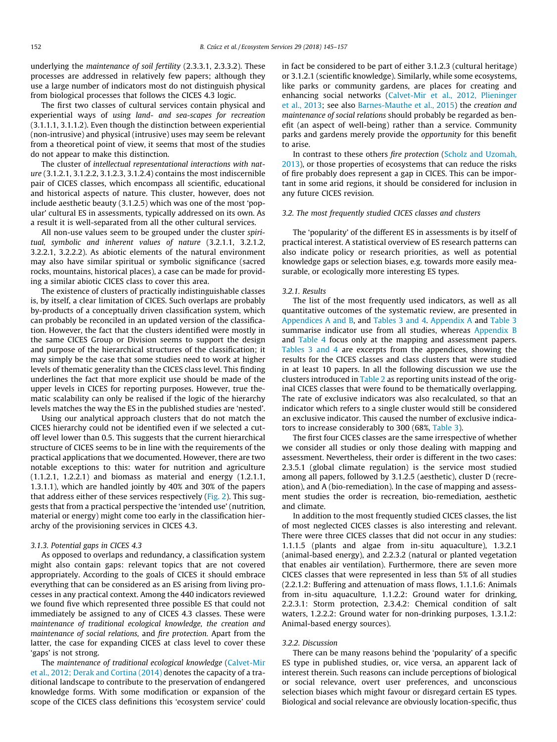underlying the *maintenance of soil fertility* (2.3.3.1, 2.3.3.2). These processes are addressed in relatively few papers; although they use a large number of indicators most do not distinguish physical from biological processes that follows the CICES 4.3 logic.

The first two classes of cultural services contain physical and experiential ways of *using land- and sea-scapes for recreation* (3.1.1.1, 3.1.1.2). Even though the distinction between experiential (non-intrusive) and physical (intrusive) uses may seem be relevant from a theoretical point of view, it seems that most of the studies do not appear to make this distinction.

The cluster of *intellectual representational interactions with nature* (3.1.2.1, 3.1.2.2, 3.1.2.3, 3.1.2.4) contains the most indiscernible pair of CICES classes, which encompass all scientific, educational and historical aspects of nature. This cluster, however, does not include aesthetic beauty (3.1.2.5) which was one of the most 'popular' cultural ES in assessments, typically addressed on its own. As a result it is well-separated from all the other cultural services.

All non-use values seem to be grouped under the cluster *spiritual, symbolic and inherent values of nature* (3.2.1.1, 3.2.1.2, 3.2.2.1, 3.2.2.2). As abiotic elements of the natural environment may also have similar spiritual or symbolic significance (sacred rocks, mountains, historical places), a case can be made for providing a similar abiotic CICES class to cover this area.

The existence of clusters of practically indistinguishable classes is, by itself, a clear limitation of CICES. Such overlaps are probably by-products of a conceptually driven classification system, which can probably be reconciled in an updated version of the classification. However, the fact that the clusters identified were mostly in the same CICES Group or Division seems to support the design and purpose of the hierarchical structures of the classification; it may simply be the case that some studies need to work at higher levels of thematic generality than the CICES class level. This finding underlines the fact that more explicit use should be made of the upper levels in CICES for reporting purposes. However, true thematic scalability can only be realised if the logic of the hierarchy levels matches the way the ES in the published studies are 'nested'.

Using our analytical approach clusters that do not match the CICES hierarchy could not be identified even if we selected a cut-off level lower than 0.5. This suggests that the current hierarchical structure of CICES seems to be in line with the requirements of the practical applications that we documented. However, there are two notable exceptions to this: water for nutrition and agriculture (1.1.2.1, 1.2.2.1) and biomass as material and energy (1.2.1.1, 1.3.1.1), which are handled jointly by 40% and 30% of the papers that address either of these services respectively (Fig. 2). This suggests that from a practical perspective the 'intended use' (nutrition, material or energy) might come too early in the classification hierarchy of the provisioning services in CICES 4.3.

### 3.1.3. Potential gaps in CICES 4.3

As opposed to overlaps and redundancy, a classification system might also contain gaps: relevant topics that are not covered appropriately. According to the goals of CICES it should embrace everything that can be considered as an ES arising from living processes in any practical context. Among the 440 indicators reviewed we found five which represented three possible ES that could not immediately be assigned to any of CICES 4.3 classes. These were *maintenance of traditional ecological knowledge, the creation and maintenance of social relations,* and *fire protection*. Apart from the latter, the case for expanding CICES at class level to cover these 'gaps' is not strong.

The *maintenance of traditional ecological knowledge* (Calvet-Mir et al., 2012; Derak and Cortina (2014) denotes the capacity of a traditional landscape to contribute to the preservation of endangered knowledge forms. With some modification or expansion of the scope of the CICES class definitions this 'ecosystem service' could in fact be considered to be part of either 3.1.2.3 (cultural heritage) or 3.1.2.1 (scientific knowledge). Similarly, while some ecosystems, like parks or community gardens, are places for creating and enhancing social networks (Calvet-Mir et al., 2012, Plieninger et al., 2013; see also Barnes-Mauthe et al., 2015) the *creation and maintenance of social relations* should probably be regarded as benefit (an aspect of well-being) rather than a service. Community parks and gardens merely provide the *opportunity* for this benefit to arise.

In contrast to these others *fire protection* (Scholz and Uzomah, 2013), or those properties of ecosystems that can reduce the risks of fire probably does represent a gap in CICES. This can be important in some arid regions, it should be considered for inclusion in any future CICES revision.

## 3.2. The most frequently studied CICES classes and clusters

The 'popularity' of the different ES in assessments is by itself of practical interest. A statistical overview of ES research patterns can also indicate policy or research priorities, as well as potential knowledge gaps or selection biases, e.g. towards more easily measurable, or ecologically more interesting ES types.

### 3.2.1. Results

The list of the most frequently used indicators, as well as all quantitative outcomes of the systematic review, are presented in Appendices A and B, and Tables 3 and 4. Appendix A and Table 3 summarise indicator use from all studies, whereas Appendix B and Table 4 focus only at the mapping and assessment papers. Tables 3 and 4 are excerpts from the appendices, showing the results for the CICES classes and class clusters that were studied in at least 10 papers. In all the following discussion we use the clusters introduced in Table 2 as reporting units instead of the original CICES classes that were found to be thematically overlapping. The rate of exclusive indicators was also recalculated, so that an indicator which refers to a single cluster would still be considered an exclusive indicator. This caused the number of exclusive indicators to increase considerably to 300 (68%, Table 3).

The first four CICES classes are the same irrespective of whether we consider all studies or only those dealing with mapping and assessment. Nevertheless, their order is different in the two cases: 2.3.5.1 (global climate regulation) is the service most studied among all papers, followed by 3.1.2.5 (aesthetic), cluster D (recreation), and A (bio-remediation). In the case of mapping and assessment studies the order is recreation, bio-remediation, aesthetic and climate.

In addition to the most frequently studied CICES classes, the list of most neglected CICES classes is also interesting and relevant. There were three CICES classes that did not occur in any studies: 1.1.1.5 (plants and algae from in-situ aquaculture), 1.3.2.1 (animal-based energy), and 2.2.3.2 (natural or planted vegetation that enables air ventilation). Furthermore, there are seven more CICES classes that were represented in less than 5% of all studies (2.2.1.2: Buffering and attenuation of mass flows, 1.1.1.6: Animals from in-situ aquaculture, 1.1.2.2: Ground water for drinking, 2.2.3.1: Storm protection, 2.3.4.2: Chemical condition of salt waters, 1.2.2.2: Ground water for non-drinking purposes, 1.3.1.2: Animal-based energy sources).

### 3.2.2. Discussion

There can be many reasons behind the 'popularity' of a specific ES type in published studies, or, vice versa, an apparent lack of interest therein. Such reasons can include perceptions of biological or social relevance, overt user preferences, and unconscious selection biases which might favour or disregard certain ES types. Biological and social relevance are obviously location-specific, thus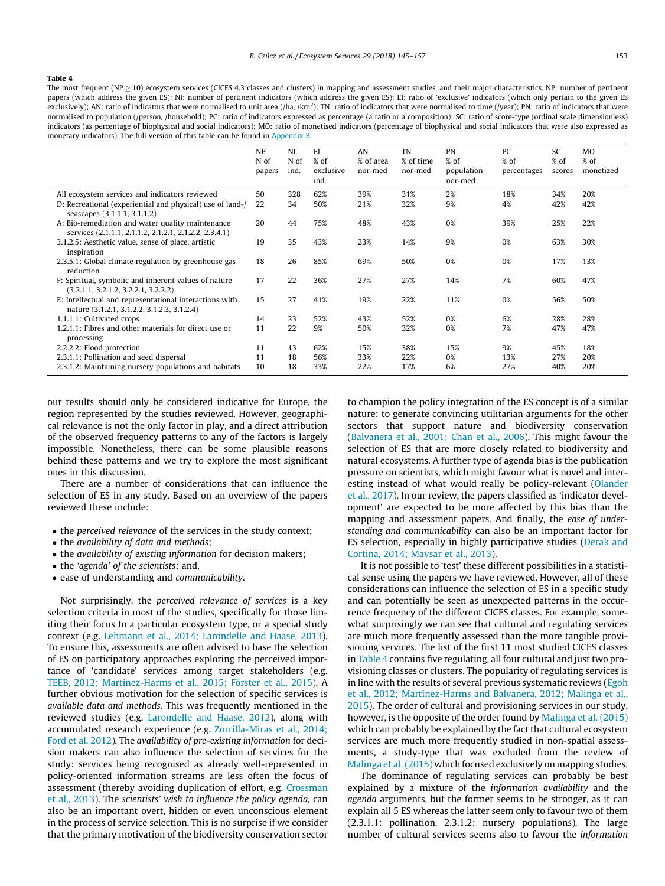**Table 4**

The most frequent (NP ≥ 10) ecosystem services (CICES 4.3 classes and clusters) in mapping and assessment studies, and their major characteristics. NP: number of pertinent papers (which address the given ES); NI: number of pertinent indicators (which address the given ES); EI: ratio of 'exclusive' indicators (which only pertain to the given ES exclusively); AN: ratio of indicators that were normalised to unit area (/ha, /km$^2$); TN: ratio of indicators that were normalised to time (/year); PN: ratio of indicators that were normalised to population (/person, /household); PC: ratio of indicators expressed as percentage (a ratio or a composition); SC: ratio of score-type (ordinal scale dimensionless) indicators (as percentage of biophysical and social indicators); MO: ratio of monetised indicators (percentage of biophysical and social indicators that were also expressed as monetary indicators). The full version of this table can be found in Appendix B.

| | NP N of papers | NI N of ind. | EI % of exclusive ind. | AN % of area nor-med | TN % of time nor-med | PN % of population nor-med | PC % of percentages | SC % of scores | MO % of monetized |
|---|---|---|---|---|---|---|---|---|---|
| All ecosystem services and indicators reviewed | 50 | 328 | 62% | 39% | 31% | 2% | 18% | 34% | 20% |
| D: Recreational (experiential and physical) use of land-/seascapes (3.1.1.1, 3.1.1.2) | 22 | 34 | 50% | 21% | 32% | 9% | 4% | 42% | 42% |
| A: Bio-remediation and water quality maintenance services (2.1.1.1, 2.1.1.2, 2.1.2.1, 2.1.2.2, 2.3.4.1) | 20 | 44 | 75% | 48% | 43% | 0% | 39% | 25% | 22% |
| 3.1.2.5: Aesthetic value, sense of place, artistic inspiration | 19 | 35 | 43% | 23% | 14% | 9% | 0% | 63% | 30% |
| 2.3.5.1: Global climate regulation by greenhouse gas reduction | 18 | 26 | 85% | 69% | 50% | 0% | 0% | 17% | 13% |
| F: Spiritual, symbolic and inherent values of nature (3.2.1.1, 3.2.1.2, 3.2.2.1, 3.2.2.2) | 17 | 22 | 36% | 27% | 27% | 14% | 7% | 60% | 47% |
| E: Intellectual and representational interactions with nature (3.1.2.1, 3.1.2.2, 3.1.2.3, 3.1.2.4) | 15 | 27 | 41% | 19% | 22% | 11% | 0% | 56% | 50% |
| 1.1.1.1: Cultivated crops | 14 | 23 | 52% | 43% | 52% | 0% | 6% | 28% | 28% |
| 1.2.1.1: Fibres and other materials for direct use or processing | 11 | 22 | 9% | 50% | 32% | 0% | 7% | 47% | 47% |
| 2.2.2.2: Flood protection | 11 | 13 | 62% | 15% | 38% | 15% | 9% | 45% | 18% |
| 2.3.1.1: Pollination and seed dispersal | 11 | 18 | 56% | 33% | 22% | 0% | 13% | 27% | 20% |
| 2.3.1.2: Maintaining nursery populations and habitats | 10 | 18 | 33% | 22% | 17% | 6% | 27% | 40% | 20% |

our results should only be considered indicative for Europe, the region represented by the studies reviewed. However, geographical relevance is not the only factor in play, and a direct attribution of the observed frequency patterns to any of the factors is largely impossible. Nonetheless, there can be some plausible reasons behind these patterns and we try to explore the most significant ones in this discussion.

There are a number of considerations that can influence the selection of ES in any study. Based on an overview of the papers reviewed these include:

- the *perceived relevance* of the services in the study context;
- the *availability of data and methods*;
- the *availability of existing information* for decision makers;
- the *'agenda' of the scientists*; and,
- ease of understanding and *communicability*.

Not surprisingly, the *perceived relevance of services* is a key selection criteria in most of the studies, specifically for those limiting their focus to a particular ecosystem type, or a special study context (e.g. Lehmann et al., 2014; Larondelle and Haase, 2013). To ensure this, assessments are often advised to base the selection of ES on participatory approaches exploring the perceived importance of 'candidate' services among target stakeholders (e.g. TEEB, 2012; Martinez-Harms et al., 2015; Förster et al., 2015). A further obvious motivation for the selection of specific services is *available data and methods*. This was frequently mentioned in the reviewed studies (e.g. Larondelle and Haase, 2012), along with accumulated research experience (e.g. Zorrilla-Miras et al., 2014; Ford et al. 2012). The *availability of pre-existing information* for decision makers can also influence the selection of services for the study: services being recognised as already well-represented in policy-oriented information streams are less often the focus of assessment (thereby avoiding duplication of effort, e.g. Crossman et al., 2013). The *scientists' wish to influence the policy agenda*, can also be an important overt, hidden or even unconscious element in the process of service selection. This is no surprise if we consider that the primary motivation of the biodiversity conservation sector to champion the policy integration of the ES concept is of a similar nature: to generate convincing utilitarian arguments for the other sectors that support nature and biodiversity conservation (Balvanera et al., 2001; Chan et al., 2006). This might favour the selection of ES that are more closely related to biodiversity and natural ecosystems. A further type of agenda bias is the publication pressure on scientists, which might favour what is novel and interesting instead of what would really be policy-relevant (Olander et al., 2017). In our review, the papers classified as 'indicator development' are expected to be more affected by this bias than the mapping and assessment papers. And finally, the *ease of understanding and communicability* can also be an important factor for ES selection, especially in highly participative studies (Derak and Cortina, 2014; Mavsar et al., 2013).

It is not possible to 'test' these different possibilities in a statistical sense using the papers we have reviewed. However, all of these considerations can influence the selection of ES in a specific study and can potentially be seen as unexpected patterns in the occurrence frequency of the different CICES classes. For example, somewhat surprisingly we can see that cultural and regulating services are much more frequently assessed than the more tangible provisioning services. The list of the first 11 most studied CICES classes in Table 4 contains five regulating, all four cultural and just two provisioning classes or clusters. The popularity of regulating services is in line with the results of several previous systematic reviews (Egoh et al., 2012; Martínez-Harms and Balvanera, 2012; Malinga et al., 2015). The order of cultural and provisioning services in our study, however, is the opposite of the order found by Malinga et al. (2015) which can probably be explained by the fact that cultural ecosystem services are much more frequently studied in non-spatial assessments, a study-type that was excluded from the review of Malinga et al. (2015) which focused exclusively on mapping studies.

The dominance of regulating services can probably be best explained by a mixture of the *information availability* and the *agenda* arguments, but the former seems to be stronger, as it can explain all 5 ES whereas the latter seem only to favour two of them (2.3.1.1: pollination, 2.3.1.2: nursery populations). The large number of cultural services seems also to favour the *information*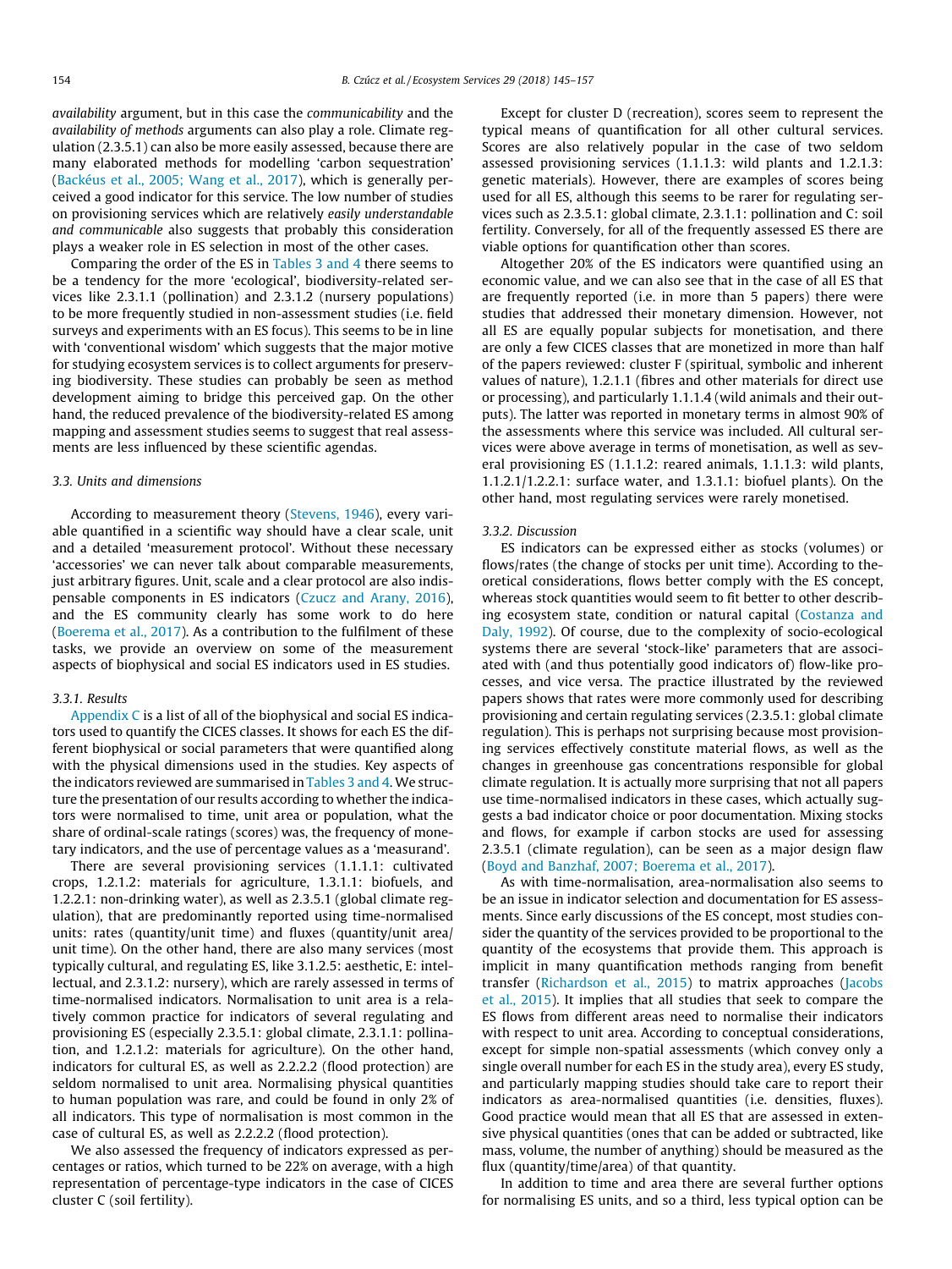*availability* argument, but in this case the *communicability* and the *availability of methods* arguments can also play a role. Climate regulation (2.3.5.1) can also be more easily assessed, because there are many elaborated methods for modelling 'carbon sequestration' (Backéus et al., 2005; Wang et al., 2017), which is generally perceived a good indicator for this service. The low number of studies on provisioning services which are relatively *easily understandable and communicable* also suggests that probably this consideration plays a weaker role in ES selection in most of the other cases.

Comparing the order of the ES in Tables 3 and 4 there seems to be a tendency for the more 'ecological', biodiversity-related services like 2.3.1.1 (pollination) and 2.3.1.2 (nursery populations) to be more frequently studied in non-assessment studies (i.e. field surveys and experiments with an ES focus). This seems to be in line with 'conventional wisdom' which suggests that the major motive for studying ecosystem services is to collect arguments for preserving biodiversity. These studies can probably be seen as method development aiming to bridge this perceived gap. On the other hand, the reduced prevalence of the biodiversity-related ES among mapping and assessment studies seems to suggest that real assessments are less influenced by these scientific agendas.

### 3.3. Units and dimensions

According to measurement theory (Stevens, 1946), every variable quantified in a scientific way should have a clear scale, unit and a detailed 'measurement protocol'. Without these necessary 'accessories' we can never talk about comparable measurements, just arbitrary figures. Unit, scale and a clear protocol are also indispensable components in ES indicators (Czucz and Arany, 2016), and the ES community clearly has some work to do here (Boerema et al., 2017). As a contribution to the fulfilment of these tasks, we provide an overview on some of the measurement aspects of biophysical and social ES indicators used in ES studies.

#### 3.3.1. Results

Appendix C is a list of all of the biophysical and social ES indicators used to quantify the CICES classes. It shows for each ES the different biophysical or social parameters that were quantified along with the physical dimensions used in the studies. Key aspects of the indicators reviewed are summarised in Tables 3 and 4. We structure the presentation of our results according to whether the indicators were normalised to time, unit area or population, what the share of ordinal-scale ratings (scores) was, the frequency of monetary indicators, and the use of percentage values as a 'measurand'.

There are several provisioning services (1.1.1.1: cultivated crops, 1.2.1.2: materials for agriculture, 1.3.1.1: biofuels, and 1.2.2.1: non-drinking water), as well as 2.3.5.1 (global climate regulation), that are predominantly reported using time-normalised units: rates (quantity/unit time) and fluxes (quantity/unit area/unit time). On the other hand, there are also many services (most typically cultural, and regulating ES, like 3.1.2.5: aesthetic, E: intellectual, and 2.3.1.2: nursery), which are rarely assessed in terms of time-normalised indicators. Normalisation to unit area is a relatively common practice for indicators of several regulating and provisioning ES (especially 2.3.5.1: global climate, 2.3.1.1: pollination, and 1.2.1.2: materials for agriculture). On the other hand, indicators for cultural ES, as well as 2.2.2.2 (flood protection) are seldom normalised to unit area. Normalising physical quantities to human population was rare, and could be found in only 2% of all indicators. This type of normalisation is most common in the case of cultural ES, as well as 2.2.2.2 (flood protection).

We also assessed the frequency of indicators expressed as percentages or ratios, which turned to be 22% on average, with a high representation of percentage-type indicators in the case of CICES cluster C (soil fertility).

Except for cluster D (recreation), scores seem to represent the typical means of quantification for all other cultural services. Scores are also relatively popular in the case of two seldom assessed provisioning services (1.1.1.3: wild plants and 1.2.1.3: genetic materials). However, there are examples of scores being used for all ES, although this seems to be rarer for regulating services such as 2.3.5.1: global climate, 2.3.1.1: pollination and C: soil fertility. Conversely, for all of the frequently assessed ES there are viable options for quantification other than scores.

Altogether 20% of the ES indicators were quantified using an economic value, and we can also see that in the case of all ES that are frequently reported (i.e. in more than 5 papers) there were studies that addressed their monetary dimension. However, not all ES are equally popular subjects for monetisation, and there are only a few CICES classes that are monetized in more than half of the papers reviewed: cluster F (spiritual, symbolic and inherent values of nature), 1.2.1.1 (fibres and other materials for direct use or processing), and particularly 1.1.1.4 (wild animals and their outputs). The latter was reported in monetary terms in almost 90% of the assessments where this service was included. All cultural services were above average in terms of monetisation, as well as several provisioning ES (1.1.1.2: reared animals, 1.1.1.3: wild plants, 1.1.2.1/1.2.2.1: surface water, and 1.3.1.1: biofuel plants). On the other hand, most regulating services were rarely monetised.

#### 3.3.2. Discussion

ES indicators can be expressed either as stocks (volumes) or flows/rates (the change of stocks per unit time). According to theoretical considerations, flows better comply with the ES concept, whereas stock quantities would seem to fit better to other describing ecosystem state, condition or natural capital (Costanza and Daly, 1992). Of course, due to the complexity of socio-ecological systems there are several 'stock-like' parameters that are associated with (and thus potentially good indicators of) flow-like processes, and vice versa. The practice illustrated by the reviewed papers shows that rates were more commonly used for describing provisioning and certain regulating services (2.3.5.1: global climate regulation). This is perhaps not surprising because most provisioning services effectively constitute material flows, as well as the changes in greenhouse gas concentrations responsible for global climate regulation. It is actually more surprising that not all papers use time-normalised indicators in these cases, which actually suggests a bad indicator choice or poor documentation. Mixing stocks and flows, for example if carbon stocks are used for assessing 2.3.5.1 (climate regulation), can be seen as a major design flaw (Boyd and Banzhaf, 2007; Boerema et al., 2017).

As with time-normalisation, area-normalisation also seems to be an issue in indicator selection and documentation for ES assessments. Since early discussions of the ES concept, most studies consider the quantity of the services provided to be proportional to the quantity of the ecosystems that provide them. This approach is implicit in many quantification methods ranging from benefit transfer (Richardson et al., 2015) to matrix approaches (Jacobs et al., 2015). It implies that all studies that seek to compare the ES flows from different areas need to normalise their indicators with respect to unit area. According to conceptual considerations, except for simple non-spatial assessments (which convey only a single overall number for each ES in the study area), every ES study, and particularly mapping studies should take care to report their indicators as area-normalised quantities (i.e. densities, fluxes). Good practice would mean that all ES that are assessed in extensive physical quantities (ones that can be added or subtracted, like mass, volume, the number of anything) should be measured as the flux (quantity/time/area) of that quantity.

In addition to time and area there are several further options for normalising ES units, and so a third, less typical option can be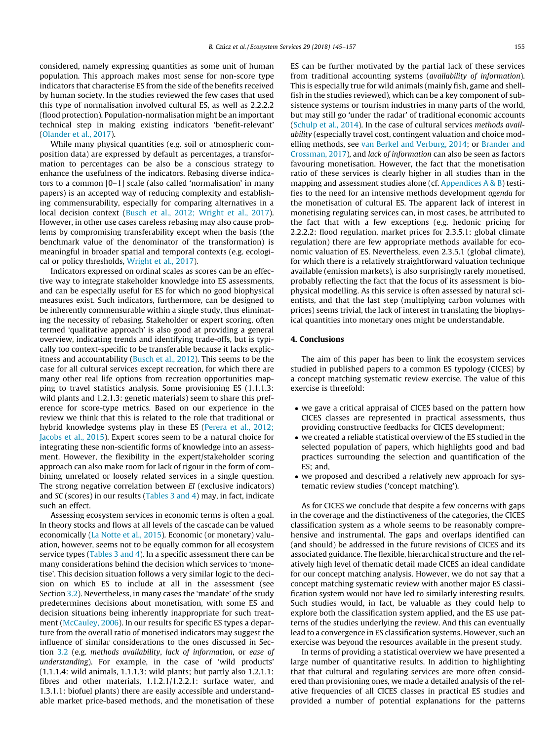considered, namely expressing quantities as some unit of human population. This approach makes most sense for non-score type indicators that characterise ES from the side of the benefits received by human society. In the studies reviewed the few cases that used this type of normalisation involved cultural ES, as well as 2.2.2.2 (flood protection). Population-normalisation might be an important technical step in making existing indicators 'benefit-relevant' (Olander et al., 2017).

While many physical quantities (e.g. soil or atmospheric composition data) are expressed by default as percentages, a transformation to percentages can be also be a conscious strategy to enhance the usefulness of the indicators. Rebasing diverse indicators to a common [0–1] scale (also called 'normalisation' in many papers) is an accepted way of reducing complexity and establishing commensurability, especially for comparing alternatives in a local decision context (Busch et al., 2012; Wright et al., 2017). However, in other use cases careless rebasing may also cause problems by compromising transferability except when the basis (the benchmark value of the denominator of the transformation) is meaningful in broader spatial and temporal contexts (e.g. ecological or policy thresholds, Wright et al., 2017).

Indicators expressed on ordinal scales as scores can be an effective way to integrate stakeholder knowledge into ES assessments, and can be especially useful for ES for which no good biophysical measures exist. Such indicators, furthermore, can be designed to be inherently commensurable within a single study, thus eliminating the necessity of rebasing. Stakeholder or expert scoring, often termed 'qualitative approach' is also good at providing a general overview, indicating trends and identifying trade-offs, but is typically too context-specific to be transferable because it lacks explicitness and accountability (Busch et al., 2012). This seems to be the case for all cultural services except recreation, for which there are many other real life options from recreation opportunities mapping to travel statistics analysis. Some provisioning ES (1.1.1.3: wild plants and 1.2.1.3: genetic materials) seem to share this preference for score-type metrics. Based on our experience in the review we think that this is related to the role that traditional or hybrid knowledge systems play in these ES (Perera et al., 2012; Jacobs et al., 2015). Expert scores seem to be a natural choice for integrating these non-scientific forms of knowledge into an assessment. However, the flexibility in the expert/stakeholder scoring approach can also make room for lack of rigour in the form of combining unrelated or loosely related services in a single question. The strong negative correlation between *EI* (exclusive indicators) and *SC* (scores) in our results (Tables 3 and 4) may, in fact, indicate such an effect.

Assessing ecosystem services in economic terms is often a goal. In theory stocks and flows at all levels of the cascade can be valued economically (La Notte et al., 2015). Economic (or monetary) valuation, however, seems not to be equally common for all ecosystem service types (Tables 3 and 4). In a specific assessment there can be many considerations behind the decision which services to 'monetise'. This decision situation follows a very similar logic to the decision on which ES to include at all in the assessment (see Section 3.2). Nevertheless, in many cases the 'mandate' of the study predetermines decisions about monetisation, with some ES and decision situations being inherently inappropriate for such treatment (McCauley, 2006). In our results for specific ES types a departure from the overall ratio of monetised indicators may suggest the influence of similar considerations to the ones discussed in Section 3.2 (e.g. *methods availability*, *lack of information*, or *ease of understanding*). For example, in the case of 'wild products' (1.1.1.4: wild animals, 1.1.1.3: wild plants; but partly also 1.2.1.1: fibres and other materials, 1.1.2.1/1.2.2.1: surface water, and 1.3.1.1: biofuel plants) there are easily accessible and understandable market price-based methods, and the monetisation of these ES can be further motivated by the partial lack of these services from traditional accounting systems (*availability of information*). This is especially true for wild animals (mainly fish, game and shellfish in the studies reviewed), which can be a key component of subsistence systems or tourism industries in many parts of the world, but may still go 'under the radar' of traditional economic accounts (Schulp et al., 2014). In the case of cultural services *methods availability* (especially travel cost, contingent valuation and choice modelling methods, see van Berkel and Verburg, 2014; or Brander and Crossman, 2017), and *lack of information* can also be seen as factors favouring monetisation. However, the fact that the monetisation ratio of these services is clearly higher in all studies than in the mapping and assessment studies alone (cf. Appendices A & B) testifies to the need for an intensive methods development *agenda* for the monetisation of cultural ES. The apparent lack of interest in monetising regulating services can, in most cases, be attributed to the fact that with a few exceptions (e.g. hedonic pricing for 2.2.2.2: flood regulation, market prices for 2.3.5.1: global climate regulation) there are few appropriate methods available for economic valuation of ES. Nevertheless, even 2.3.5.1 (global climate), for which there is a relatively straightforward valuation technique available (emission markets), is also surprisingly rarely monetised, probably reflecting the fact that the focus of its assessment is biophysical modelling. As this service is often assessed by natural scientists, and that the last step (multiplying carbon volumes with prices) seems trivial, the lack of interest in translating the biophysical quantities into monetary ones might be understandable.

## 4. Conclusions

The aim of this paper has been to link the ecosystem services studied in published papers to a common ES typology (CICES) by a concept matching systematic review exercise. The value of this exercise is threefold:

- we gave a critical appraisal of CICES based on the pattern how CICES classes are represented in practical assessments, thus providing constructive feedbacks for CICES development;
- we created a reliable statistical overview of the ES studied in the selected population of papers, which highlights good and bad practices surrounding the selection and quantification of the ES; and,
- we proposed and described a relatively new approach for systematic review studies ('concept matching').

As for CICES we conclude that despite a few concerns with gaps in the coverage and the distinctiveness of the categories, the CICES classification system as a whole seems to be reasonably comprehensive and instrumental. The gaps and overlaps identified can (and should) be addressed in the future revisions of CICES and its associated guidance. The flexible, hierarchical structure and the relatively high level of thematic detail made CICES an ideal candidate for our concept matching analysis. However, we do not say that a concept matching systematic review with another major ES classification system would not have led to similarly interesting results. Such studies would, in fact, be valuable as they could help to explore both the classification system applied, and the ES use patterns of the studies underlying the review. And this can eventually lead to a convergence in ES classification systems. However, such an exercise was beyond the resources available in the present study.

In terms of providing a statistical overview we have presented a large number of quantitative results. In addition to highlighting that that cultural and regulating services are more often considered than provisioning ones, we made a detailed analysis of the relative frequencies of all CICES classes in practical ES studies and provided a number of potential explanations for the patterns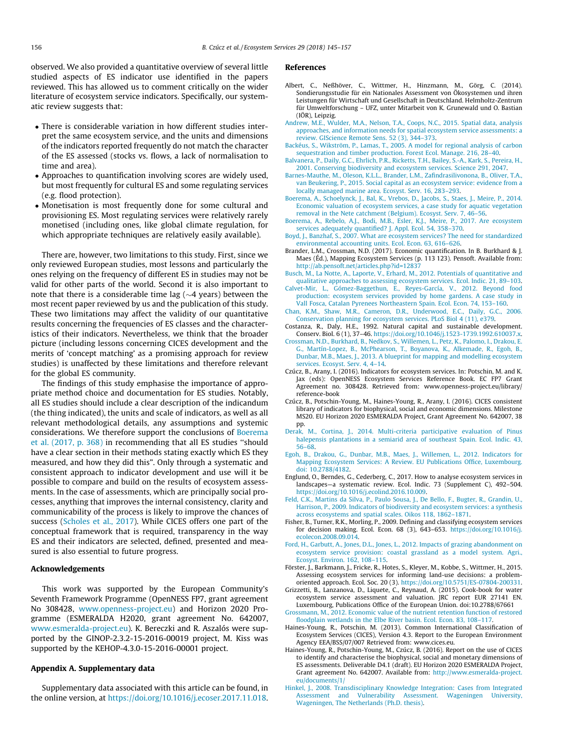observed. We also provided a quantitative overview of several little studied aspects of ES indicator use identified in the papers reviewed. This has allowed us to comment critically on the wider literature of ecosystem service indicators. Specifically, our systematic review suggests that:

- There is considerable variation in how different studies interpret the same ecosystem service, and the units and dimensions of the indicators reported frequently do not match the character of the ES assessed (stocks vs. flows, a lack of normalisation to time and area).
- Approaches to quantification involving scores are widely used, but most frequently for cultural ES and some regulating services (e.g. flood protection).
- Monetisation is most frequently done for some cultural and provisioning ES. Most regulating services were relatively rarely monetised (including ones, like global climate regulation, for which appropriate techniques are relatively easily available).

There are, however, two limitations to this study. First, since we only reviewed European studies, most lessons and particularly the ones relying on the frequency of different ES in studies may not be valid for other parts of the world. Second it is also important to note that there is a considerable time lag (~4 years) between the most recent paper reviewed by us and the publication of this study. These two limitations may affect the validity of our quantitative results concerning the frequencies of ES classes and the characteristics of their indicators. Nevertheless, we think that the broader picture (including lessons concerning CICES development and the merits of 'concept matching' as a promising approach for review studies) is unaffected by these limitations and therefore relevant for the global ES community.

The findings of this study emphasise the importance of appropriate method choice and documentation for ES studies. Notably, all ES studies should include a clear description of the indicandum (the thing indicated), the units and scale of indicators, as well as all relevant methodological details, any assumptions and systemic considerations. We therefore support the conclusions of Boerema et al. (2017, p. 368) in recommending that all ES studies "should have a clear section in their methods stating exactly which ES they measured, and how they did this". Only through a systematic and consistent approach to indicator development and use will it be possible to compare and build on the results of ecosystem assessments. In the case of assessments, which are principally social processes, anything that improves the internal consistency, clarity and communicability of the process is likely to improve the chances of success (Scholes et al., 2017). While CICES offers one part of the conceptual framework that is required, transparency in the way ES and their indicators are selected, defined, presented and measured is also essential to future progress.

## Acknowledgements

This work was supported by the European Community's Seventh Framework Programme (OpenNESS FP7, grant agreement No 308428, www.openness-project.eu) and Horizon 2020 Programme (ESMERALDA H2020, grant agreement No. 642007, www.esmeralda-project.eu). K. Bereczki and R. Aszalós were supported by the GINOP-2.3.2-15-2016-00019 project, M. Kiss was supported by the KEHOP-4.3.0-15-2016-00001 project.

## Appendix A. Supplementary data

Supplementary data associated with this article can be found, in the online version, at https://doi.org/10.1016/j.ecoser.2017.11.018.

## References

Albert, C., Neßhöver, C., Wittmer, H., Hinzmann, M., Görg, C. (2014). Sondierungsstudie für ein Nationales Assessment von Ökosystemen und ihren Leistungen für Wirtschaft und Gesellschaft in Deutschland. Helmholtz-Zentrum für Umweltforschung – UFZ, unter Mitarbeit von K. Grunewald und O. Bastian (IÖR), Leipzig.

Andrew, M.E., Wulder, M.A., Nelson, T.A., Coops, N.C., 2015. Spatial data, analysis approaches, and information needs for spatial ecosystem service assessments: a review. GIScience Remote Sens. 52 (3), 344–373.

Backéus, S., Wikström, P., Lamas, T., 2005. A model for regional analysis of carbon sequestration and timber production. Forest Ecol. Manage. 216, 28–40.

Balvanera, P., Daily, G.C., Ehrlich, P.R., Ricketts, T.H., Bailey, S.-A., Kark, S., Pereira, H., 2001. Conserving biodiversity and ecosystem services. Science 291, 2047.

Barnes-Mauthe, M., Oleson, K.L.L., Brander, L.M., Zafindrasilivonona, B., Oliver, T.A., van Beukering, P., 2015. Social capital as an ecosystem service: evidence from a locally managed marine area. Ecosyst. Serv. 16, 283–293.

Boerema, A., Schoelynck, J., Bal, K., Vrebos, D., Jacobs, S., Staes, J., Meire, P., 2014. Economic valuation of ecosystem services, a case study for aquatic vegetation removal in the Nete catchment (Belgium). Ecosyst. Serv. 7, 46–56.

Boerema, A., Rebelo, A.J., Bodi, M.B., Esler, K.J., Meire, P., 2017. Are ecosystem services adequately quantified? J. Appl. Ecol. 54, 358–370.

Boyd, J., Banzhaf, S., 2007. What are ecosystem services? The need for standardized environmental accounting units. Ecol. Econ. 63, 616–626.

Brander, L.M., Crossman, N.D. (2017). Economic quantification. In B. Burkhard & J. Maes (Éd.), Mapping Ecosystem Services (p. 113 123). Pensoft. Available from: http://ab.pensoft.net/articles.php?id=12837

Busch, M., La Notte, A., Laporte, V., Erhard, M., 2012. Potentials of quantitative and qualitative approaches to assessing ecosystem services. Ecol. Indic. 21, 89–103.

Calvet-Mir, L., Gómez-Baggethun, E., Reyes-García, V., 2012. Beyond food production: ecosystem services provided by home gardens. A case study in Vall Fosca, Catalan Pyrenees Northeastern Spain. Ecol. Econ. 74, 153–160.

Chan, K.M., Shaw, M.R., Cameron, D.R., Underwood, E.C., Daily, G.C., 2006. Conservation planning for ecosystem services. PLoS Biol 4 (11), e379.

Costanza, R., Daly, H.E., 1992. Natural capital and sustainable development. Conserv. Biol. 6 (1), 37–46. https://doi.org/10.1046/j.1523-1739.1992.610037.x.

Crossman, N.D., Burkhard, B., Nedkov, S., Willemen, L., Petz, K., Palomo, I., Drakou, E. G., Martín-Lopez, B., McPhearson, T., Boyanova, K., Alkemade, R., Egoh, B., Dunbar, M.B., Maes, J., 2013. A blueprint for mapping and modelling ecosystem services. Ecosyst. Serv. 4, 4–14.

Czúcz, B., Arany, I. (2016). Indicators for ecosystem services. In: Potschin, M. and K. Jax (eds): OpenNESS Ecosystem Services Reference Book. EC FP7 Grant Agreement no. 308428. Retrieved from: www.openness-project.eu/library/reference-book

Czúcz, B., Potschin-Young, M., Haines-Young, R., Arany, I. (2016). CICES consistent library of indicators for biophysical, social and economic dimensions. Milestone MS20. EU Horizon 2020 ESMERALDA Project, Grant Agreement No. 642007, 38 pp.

Derak, M., Cortina, J., 2014. Multi-criteria participative evaluation of Pinus halepensis plantations in a semiarid area of southeast Spain. Ecol. Indic. 43, 56–68.

Egoh, B., Drakou, G., Dunbar, M.B., Maes, J., Willemen, L., 2012. Indicators for Mapping Ecosystem Services: A Review. EU Publications Office, Luxembourg. doi: 10.2788/4182.

Englund, O., Berndes, G., Cederberg, C., 2017. How to analyse ecosystem services in landscapes—a systematic review. Ecol. Indic. 73 (Supplement C), 492–504. https://doi.org/10.1016/j.ecolind.2016.10.009.

Feld, C.K., Martins da Silva, P., Paulo Sousa, J., De Bello, F., Bugter, R., Grandin, U., Harrison, P., 2009. Indicators of biodiversity and ecosystem services: a synthesis across ecosystems and spatial scales. Oikos 118, 1862–1871.

Fisher, B., Turner, R.K., Morling, P., 2009. Defining and classifying ecosystem services for decision making. Ecol. Econ. 68 (3), 643–653. https://doi.org/10.1016/j.ecolecon.2008.09.014.

Ford, H., Garbutt, A., Jones, D.L., Jones, L., 2012. Impacts of grazing abandonment on ecosystem service provision: coastal grassland as a model system. Agri., Ecosyst. Environ. 162, 108–115.

Förster, J., Barkmann, J., Fricke, R., Hotes, S., Kleyer, M., Kobbe, S., Wittmer, H., 2015. Assessing ecosystem services for informing land-use decisions: a problem-oriented approach. Ecol. Soc. 20 (3). https://doi.org/10.5751/ES-07804-200331.

Grizzetti, B., Lanzanova, D., Liquete, C., Reynaud, A. (2015). Cook-book for water ecosystem service assessment and valuation. JRC report EUR 27141 EN. Luxembourg, Publications Office of the European Union. doi:10.2788/67661

Grossmann, M., 2012. Economic value of the nutrient retention function of restored floodplain wetlands in the Elbe River basin. Ecol. Econ. 83, 108–117.

Haines-Young, R., Potschin, M. (2013). Common International Classification of Ecosystem Services (CICES), Version 4.3. Report to the European Environment Agency EEA/BSS/07/007 Retrieved from: www.cices.eu.

Haines-Young, R., Potschin-Young, M., Czúcz, B. (2016). Report on the use of CICES to identify and characterise the biophysical, social and monetary dimensions of ES assessments. Deliverable D4.1 (draft). EU Horizon 2020 ESMERALDA Project, Grant agreement No. 642007. Available from: http://www.esmeralda-project.eu/documents/1/

Hinkel, J., 2008. Transdisciplinary Knowledge Integration: Cases from Integrated Assessment and Vulnerability Assessment. Wageningen University, Wageningen, The Netherlands (Ph.D. thesis).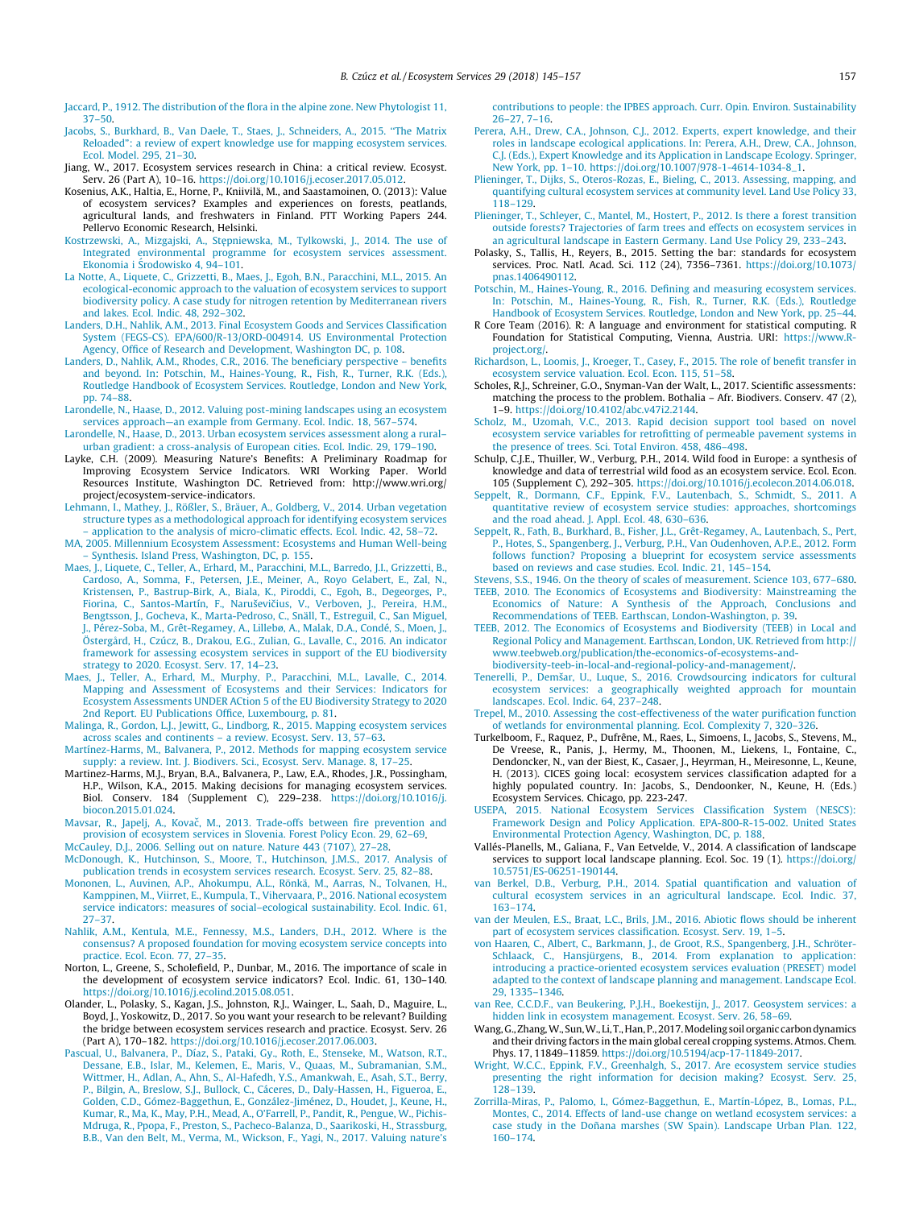Jaccard, P., 1912. The distribution of the flora in the alpine zone. New Phytologist 11, 37–50.

Jacobs, S., Burkhard, B., Van Daele, T., Staes, J., Schneiders, A., 2015. "The Matrix Reloaded": a review of expert knowledge use for mapping ecosystem services. Ecol. Model. 295, 21–30.

Jiang, W., 2017. Ecosystem services research in China: a critical review. Ecosyst. Serv. 26 (Part A), 10–16. https://doi.org/10.1016/j.ecoser.2017.05.012.

Kosenius, A.K., Haltia, E., Horne, P., Kniivilä, M., and Saastamoinen, O. (2013): Value of ecosystem services? Examples and experiences on forests, peatlands, agricultural lands, and freshwaters in Finland. PTT Working Papers 244. Pellervo Economic Research, Helsinki.

Kostrzewski, A., Mizgajski, A., Stępniewska, M., Tylkowski, J., 2014. The use of Integrated environmental programme for ecosystem services assessment. Ekonomia i Środowisko 4, 94–101.

La Notte, A., Liquete, C., Grizzetti, B., Maes, J., Egoh, B.N., Paracchini, M.L., 2015. An ecological-economic approach to the valuation of ecosystem services to support biodiversity policy. A case study for nitrogen retention by Mediterranean rivers and lakes. Ecol. Indic. 48, 292–302.

Landers, D.H., Nahlik, A.M., 2013. Final Ecosystem Goods and Services Classification System (FEGS-CS). EPA/600/R-13/ORD-004914. US Environmental Protection Agency, Office of Research and Development, Washington DC, p. 108.

Landers, D., Nahlik, A.M., Rhodes, C.R., 2016. The beneficiary perspective – benefits and beyond. In: Potschin, M., Haines-Young, R., Fish, R., Turner, R.K. (Eds.), Routledge Handbook of Ecosystem Services. Routledge, London and New York, pp. 74–88.

Larondelle, N., Haase, D., 2012. Valuing post-mining landscapes using an ecosystem services approach—an example from Germany. Ecol. Indic. 18, 567–574.

Larondelle, N., Haase, D., 2013. Urban ecosystem services assessment along a rural–urban gradient: a cross-analysis of European cities. Ecol. Indic. 29, 179–190.

Layke, C.H. (2009). Measuring Nature's Benefits: A Preliminary Roadmap for Improving Ecosystem Service Indicators. WRI Working Paper. World Resources Institute, Washington DC. Retrieved from: http://www.wri.org/project/ecosystem-service-indicators.

Lehmann, I., Mathey, J., Rößler, S., Bräuer, A., Goldberg, V., 2014. Urban vegetation structure types as a methodological approach for identifying ecosystem services – application to the analysis of micro-climatic effects. Ecol. Indic. 42, 58–72.

MA, 2005. Millennium Ecosystem Assessment: Ecosystems and Human Well-being – Synthesis. Island Press, Washington, DC, p. 155.

Maes, J., Liquete, C., Teller, A., Erhard, M., Paracchini, M.L., Barredo, J.I., Grizzetti, B., Cardoso, A., Somma, F., Petersen, J.E., Meiner, A., Royo Gelabert, E., Zal, N., Kristensen, P., Bastrup-Birk, A., Biala, K., Piroddi, C., Egoh, B., Degeorges, P., Fiorina, C., Santos-Martín, F., Naruševičius, V., Verboven, J., Pereira, H.M., Bengtsson, J., Gocheva, K., Marta-Pedroso, C., Snäll, T., Estreguil, C., San Miguel, J., Pérez-Soba, M., Grêt-Regamey, A., Lillebø, A.I., Malak, D.A., Condé, S., Moen, J., Östergård, H., Czúcz, B., Drakou, E.G., Zulian, G., Lavalle, C., 2016. An indicator framework for assessing ecosystem services in support of the EU biodiversity strategy to 2020. Ecosyst. Serv. 17, 14–23.

Maes, J., Teller, A., Erhard, M., Murphy, P., Paracchini, M.L., Lavalle, C., 2014. Mapping and Assessment of Ecosystems and their Services: Indicators for Ecosystem Assessments UNDER ACtion 5 of the EU Biodiversity Strategy to 2020 2nd Report. EU Publications Office, Luxembourg, p. 81.

Malinga, R., Gordon, L.J., Jewitt, G., Lindborg, R., 2015. Mapping ecosystem services across scales and continents – a review. Ecosyst. Serv. 13, 57–63.

Martínez-Harms, M., Balvanera, P., 2012. Methods for mapping ecosystem service supply: a review. Int. J. Biodivers. Sci., Ecosyst. Serv. Manage. 8, 17–25.

Martinez-Harms, M.J., Bryan, B.A., Balvanera, P., Law, E.A., Rhodes, J.R., Possingham, H.P., Wilson, K.A., 2015. Making decisions for managing ecosystem services. Biol. Conserv. 184 (Supplement C), 229–238. https://doi.org/10.1016/j.biocon.2015.01.024.

Mavsar, R., Japelj, A., Kovač, M., 2013. Trade-offs between fire prevention and provision of ecosystem services in Slovenia. Forest Policy Econ. 29, 62–69.

McCauley, D.J., 2006. Selling out on nature. Nature 443 (7107), 27–28.

McDonough, K., Hutchinson, S., Moore, T., Hutchinson, J.M.S., 2017. Analysis of publication trends in ecosystem services research. Ecosyst. Serv. 25, 82–88.

Mononen, L., Auvinen, A.P., Ahokumpu, A.L., Rönkä, M., Aarras, N., Tolvanen, H., Kamppinen, M., Viirret, E., Kumpula, T., Vihervaara, P., 2016. National ecosystem service indicators: measures of social–ecological sustainability. Ecol. Indic. 61, 27–37.

Nahlik, A.M., Kentula, M.E., Fennessy, M.S., Landers, D.H., 2012. Where is the consensus? A proposed foundation for moving ecosystem service concepts into practice. Ecol. Econ. 77, 27–35.

Norton, L., Greene, S., Scholefield, P., Dunbar, M., 2016. The importance of scale in the development of ecosystem service indicators? Ecol. Indic. 61, 130–140. https://doi.org/10.1016/j.ecolind.2015.08.051.

Olander, L., Polasky, S., Kagan, J.S., Johnston, R.J., Wainger, L., Saah, D., Maguire, L., Boyd, J., Yoskowitz, D., 2017. So you want your research to be relevant? Building the bridge between ecosystem services research and practice. Ecosyst. Serv. 26 (Part A), 170–182. https://doi.org/10.1016/j.ecoser.2017.06.003.

Pascual, U., Balvanera, P., Díaz, S., Pataki, Gy., Roth, E., Stenseke, M., Watson, R.T., Dessane, E.B., Islar, M., Kelemen, E., Maris, V., Quaas, M., Subramanian, S.M., Wittmer, H., Adlan, A., Ahn, S., Al-Hafedh, Y.S., Amankwah, E., Asah, S.T., Berry, P., Bilgin, A., Breslow, S.J., Bullock, C., Cáceres, D., Daly-Hassen, H., Figueroa, E., Golden, C.D., Gómez-Baggethun, E., González-Jiménez, D., Houdet, J., Keune, H., Kumar, R., Ma, K., May, P.H., Mead, A., O'Farrell, P., Pandit, R., Pengue, W., Pichis-Mdruga, R., Ppopa, F., Preston, S., Pacheco-Balanza, D., Saarikoski, H., Strassburg, B.B., Van den Belt, M., Verma, M., Wickson, F., Yagi, N., 2017. Valuing nature's contributions to people: the IPBES approach. Curr. Opin. Environ. Sustainability 26–27, 7–16.

Perera, A.H., Drew, C.A., Johnson, C.J., 2012. Experts, expert knowledge, and their roles in landscape ecological applications. In: Perera, A.H., Drew, C.A., Johnson, C.J. (Eds.), Expert Knowledge and its Application in Landscape Ecology. Springer, New York, pp. 1–10. https://doi.org/10.1007/978-1-4614-1034-8_1.

Plieninger, T., Dijks, S., Oteros-Rozas, E., Bieling, C., 2013. Assessing, mapping, and quantifying cultural ecosystem services at community level. Land Use Policy 33, 118–129.

Plieninger, T., Schleyer, C., Mantel, M., Hostert, P., 2012. Is there a forest transition outside forests? Trajectories of farm trees and effects on ecosystem services in an agricultural landscape in Eastern Germany. Land Use Policy 29, 233–243.

Polasky, S., Tallis, H., Reyers, B., 2015. Setting the bar: standards for ecosystem services. Proc. Natl. Acad. Sci. 112 (24), 7356–7361. https://doi.org/10.1073/pnas.1406490112.

Potschin, M., Haines-Young, R., 2016. Defining and measuring ecosystem services. In: Potschin, M., Haines-Young, R., Fish, R., Turner, R.K. (Eds.), Routledge Handbook of Ecosystem Services. Routledge, London and New York, pp. 25–44.

R Core Team (2016). R: A language and environment for statistical computing. R Foundation for Statistical Computing, Vienna, Austria. URI: https://www.R-project.org/.

Richardson, L., Loomis, J., Kroeger, T., Casey, F., 2015. The role of benefit transfer in ecosystem service valuation. Ecol. Econ. 115, 51–58.

Scholes, R.J., Schreiner, G.O., Snyman-Van der Walt, L., 2017. Scientific assessments: matching the process to the problem. Bothalia – Afr. Biodivers. Conserv. 47 (2), 1–9. https://doi.org/10.4102/abc.v47i2.2144.

Scholz, M., Uzomah, V.C., 2013. Rapid decision support tool based on novel ecosystem service variables for retrofitting of permeable pavement systems in the presence of trees. Sci. Total Environ. 458, 486–498.

Schulp, C.J.E., Thuiller, W., Verburg, P.H., 2014. Wild food in Europe: a synthesis of knowledge and data of terrestrial wild food as an ecosystem service. Ecol. Econ. 105 (Supplement C), 292–305. https://doi.org/10.1016/j.ecolecon.2014.06.018.

Seppelt, R., Dormann, C.F., Eppink, F.V., Lautenbach, S., Schmidt, S., 2011. A quantitative review of ecosystem service studies: approaches, shortcomings and the road ahead. J. Appl. Ecol. 48, 630–636.

Seppelt, R., Fath, B., Burkhard, B., Fisher, J.L., Grêt-Regamey, A., Lautenbach, S., Pert, P., Hotes, S., Spangenberg, J., Verburg, P.H., Van Oudenhoven, A.P.E., 2012. Form follows function? Proposing a blueprint for ecosystem service assessments based on reviews and case studies. Ecol. Indic. 21, 145–154.

Stevens, S.S., 1946. On the theory of scales of measurement. Science 103, 677–680.

TEEB, 2010. The Economics of Ecosystems and Biodiversity: Mainstreaming the Economics of Nature: A Synthesis of the Approach, Conclusions and Recommendations of TEEB. Earthscan, London-Washington, p. 39.

TEEB, 2012. The Economics of Ecosystems and Biodiversity (TEEB) in Local and Regional Policy and Management. Earthscan, London, UK. Retrieved from http://www.teebweb.org/publication/the-economics-of-ecosystems-and-biodiversity-teeb-in-local-and-regional-policy-and-management/.

Tenerelli, P., Demšar, U., Luque, S., 2016. Crowdsourcing indicators for cultural ecosystem services: a geographically weighted approach for mountain landscapes. Ecol. Indic. 64, 237–248.

Trepel, M., 2010. Assessing the cost-effectiveness of the water purification function of wetlands for environmental planning. Ecol. Complexity 7, 320–326.

Turkelboom, F., Raquez, P., Dufrêne, M., Raes, L., Simoens, I., Jacobs, S., Stevens, M., De Vreese, R., Panis, J., Hermy, M., Thoonen, M., Liekens, I., Fontaine, C., Dendoncker, N., van der Biest, K., Casaer, J., Heyrman, H., Meiresonne, L., Keune, H. (2013). CICES going local: ecosystem services classification adapted for a highly populated country. In: Jacobs, S., Dendoonker, N., Keune, H. (Eds.) Ecosystem Services. Chicago, pp. 223-247.

USEPA, 2015. National Ecosystem Services Classification System (NESCS): Framework Design and Policy Application. EPA-800-R-15-002. United States Environmental Protection Agency, Washington, DC, p. 188.

Vallés-Planells, M., Galiana, F., Van Eetvelde, V., 2014. A classification of landscape services to support local landscape planning. Ecol. Soc. 19 (1). https://doi.org/10.5751/ES-06251-190144.

van Berkel, D.B., Verburg, P.H., 2014. Spatial quantification and valuation of cultural ecosystem services in an agricultural landscape. Ecol. Indic. 37, 163–174.

van der Meulen, E.S., Braat, L.C., Brils, J.M., 2016. Abiotic flows should be inherent part of ecosystem services classification. Ecosyst. Serv. 19, 1–5.

von Haaren, C., Albert, C., Barkmann, J., de Groot, R.S., Spangenberg, J.H., Schröter-Schlaack, C., Hansjürgens, B., 2014. From explanation to application: introducing a practice-oriented ecosystem services evaluation (PRESET) model adapted to the context of landscape planning and management. Landscape Ecol. 29, 1335–1346.

van Ree, C.C.D.F., van Beukering, P.J.H., Boekestijn, J., 2017. Geosystem services: a hidden link in ecosystem management. Ecosyst. Serv. 26, 58–69.

Wang, G., Zhang, W., Sun, W., Li, T., Han, P., 2017. Modeling soil organic carbon dynamics and their driving factors in the main global cereal cropping systems. Atmos. Chem. Phys. 17, 11849–11859. https://doi.org/10.5194/acp-17-11849-2017.

Wright, W.C.C., Eppink, F.V., Greenhalgh, S., 2017. Are ecosystem service studies presenting the right information for decision making? Ecosyst. Serv. 25, 128–139.

Zorrilla-Miras, P., Palomo, I., Gómez-Baggethun, E., Martín-López, B., Lomas, P.L., Montes, C., 2014. Effects of land-use change on wetland ecosystem services: a case study in the Doñana marshes (SW Spain). Landscape Urban Plan. 122, 160–174.